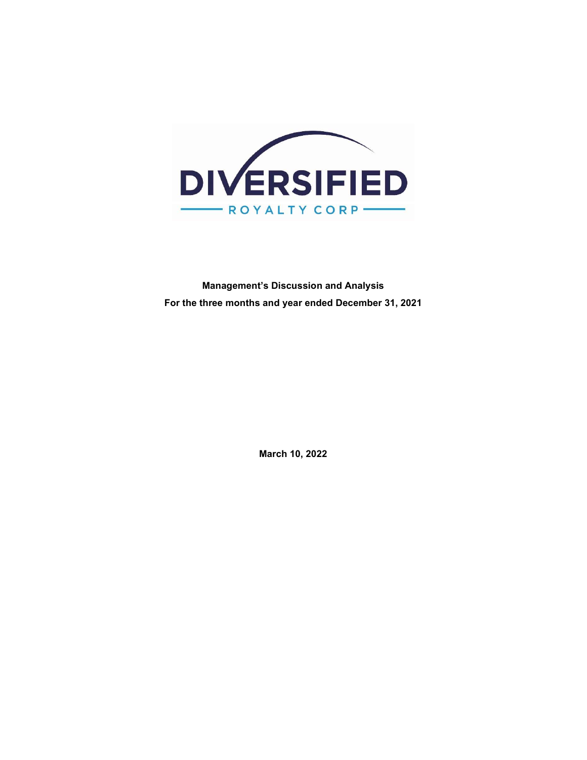DIVERSIFIED

ROYALTY CORP

**Management's Discussion and Analysis**

**For the three months and year ended December 31, 2021**

**March 10, 2022**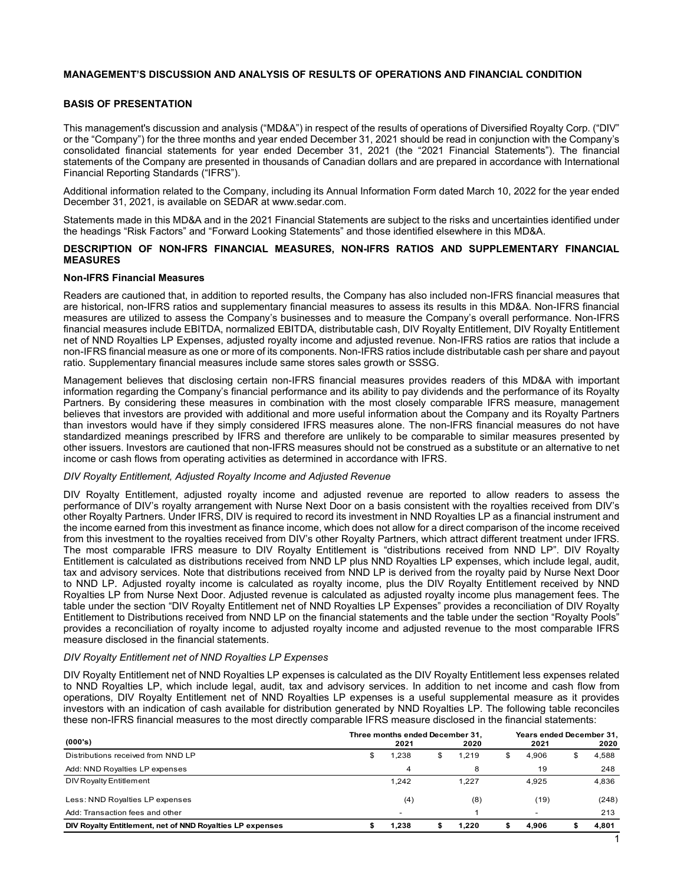## MANAGEMENT'S DISCUSSION AND ANALYSIS OF RESULTS OF OPERATIONS AND FINANCIAL CONDITION

### BASIS OF PRESENTATION

This management's discussion and analysis ("MD&A") in respect of the results of operations of Diversified Royalty Corp. ("DIV" or the "Company") for the three months and year ended December 31, 2021 should be read in conjunction with the Company's consolidated financial statements for year ended December 31, 2021 (the "2021 Financial Statements"). The financial statements of the Company are presented in thousands of Canadian dollars and are prepared in accordance with International Financial Reporting Standards ("IFRS").

Additional information related to the Company, including its Annual Information Form dated March 10, 2022 for the year ended December 31, 2021, is available on SEDAR at www.sedar.com.

Statements made in this MD&A and in the 2021 Financial Statements are subject to the risks and uncertainties identified under the headings "Risk Factors" and "Forward Looking Statements" and those identified elsewhere in this MD&A.

### DESCRIPTION OF NON-IFRS FINANCIAL MEASURES, NON-IFRS RATIOS AND SUPPLEMENTARY FINANCIAL MEASURES

**Non-IFRS Financial Measures**

Readers are cautioned that, in addition to reported results, the Company has also included non-IFRS financial measures that are historical, non-IFRS ratios and supplementary financial measures to assess its results in this MD&A. Non-IFRS financial measures are utilized to assess the Company's businesses and to measure the Company's overall performance. Non-IFRS financial measures include EBITDA, normalized EBITDA, distributable cash, DIV Royalty Entitlement, DIV Royalty Entitlement net of NND Royalties LP Expenses, adjusted royalty income and adjusted revenue. Non-IFRS ratios are ratios that include a non-IFRS financial measure as one or more of its components. Non-IFRS ratios include distributable cash per share and payout ratio. Supplementary financial measures include same stores sales growth or SSSG.

Management believes that disclosing certain non-IFRS financial measures provides readers of this MD&A with important information regarding the Company's financial performance and its ability to pay dividends and the performance of its Royalty Partners. By considering these measures in combination with the most closely comparable IFRS measure, management believes that investors are provided with additional and more useful information about the Company and its Royalty Partners than investors would have if they simply considered IFRS measures alone. The non-IFRS financial measures do not have standardized meanings prescribed by IFRS and therefore are unlikely to be comparable to similar measures presented by other issuers. Investors are cautioned that non-IFRS measures should not be construed as a substitute or an alternative to net income or cash flows from operating activities as determined in accordance with IFRS.

*DIV Royalty Entitlement, Adjusted Royalty Income and Adjusted Revenue*

DIV Royalty Entitlement, adjusted royalty income and adjusted revenue are reported to allow readers to assess the performance of DIV's royalty arrangement with Nurse Next Door on a basis consistent with the royalties received from DIV's other Royalty Partners. Under IFRS, DIV is required to record its investment in NND Royalties LP as a financial instrument and the income earned from this investment as finance income, which does not allow for a direct comparison of the income received from this investment to the royalties received from DIV's other Royalty Partners, which attract different treatment under IFRS. The most comparable IFRS measure to DIV Royalty Entitlement is "distributions received from NND LP". DIV Royalty Entitlement is calculated as distributions received from NND LP plus NND Royalties LP expenses, which include legal, audit, tax and advisory services. Note that distributions received from NND LP is derived from the royalty paid by Nurse Next Door to NND LP. Adjusted royalty income is calculated as royalty income, plus the DIV Royalty Entitlement received by NND Royalties LP from Nurse Next Door. Adjusted revenue is calculated as adjusted royalty income plus management fees. The table under the section "DIV Royalty Entitlement net of NND Royalties LP Expenses" provides a reconciliation of DIV Royalty Entitlement to Distributions received from NND LP on the financial statements and the table under the section "Royalty Pools" provides a reconciliation of royalty income to adjusted royalty income and adjusted revenue to the most comparable IFRS measure disclosed in the financial statements.

*DIV Royalty Entitlement net of NND Royalties LP Expenses*

DIV Royalty Entitlement net of NND Royalties LP expenses is calculated as the DIV Royalty Entitlement less expenses related to NND Royalties LP, which include legal, audit, tax and advisory services. In addition to net income and cash flow from operations, DIV Royalty Entitlement net of NND Royalties LP expenses is a useful supplemental measure as it provides investors with an indication of cash available for distribution generated by NND Royalties LP. The following table reconciles these non-IFRS financial measures to the most directly comparable IFRS measure disclosed in the financial statements:

| (000's) | Three months ended December 31, 2021 | Three months ended December 31, 2020 | Years ended December 31, 2021 | Years ended December 31, 2020 |
|---|---|---|---|---|
| Distributions received from NND LP | $ 1,238 | $ 1,219 | $ 4,906 | $ 4,588 |
| Add: NND Royalties LP expenses | 4 | 8 | 19 | 248 |
| DIV Royalty Entitlement | 1,242 | 1,227 | 4,925 | 4,836 |
| Less: NND Royalties LP expenses | (4) | (8) | (19) | (248) |
| Add: Transaction fees and other | - | 1 | - | 213 |
| **DIV Royalty Entitlement, net of NND Royalties LP expenses** | **$ 1,238** | **$ 1,220** | **$ 4,906** | **$ 4,801** |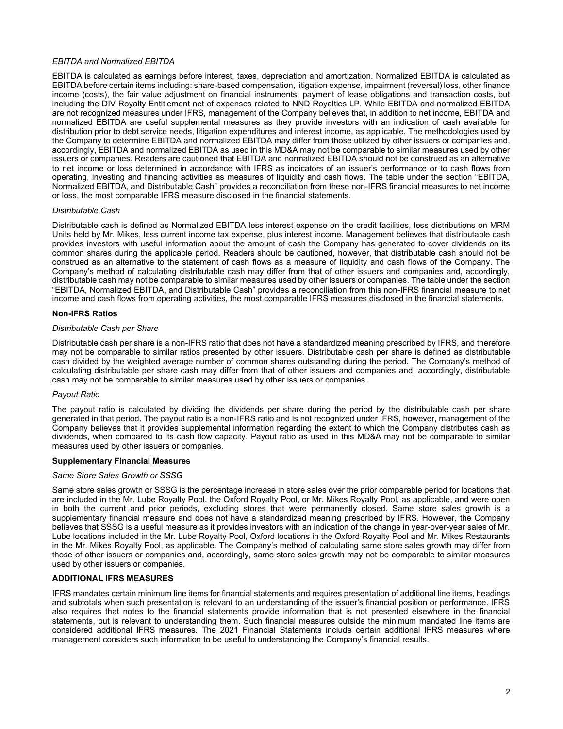*EBITDA and Normalized EBITDA*

EBITDA is calculated as earnings before interest, taxes, depreciation and amortization. Normalized EBITDA is calculated as EBITDA before certain items including: share-based compensation, litigation expense, impairment (reversal) loss, other finance income (costs), the fair value adjustment on financial instruments, payment of lease obligations and transaction costs, but including the DIV Royalty Entitlement net of expenses related to NND Royalties LP. While EBITDA and normalized EBITDA are not recognized measures under IFRS, management of the Company believes that, in addition to net income, EBITDA and normalized EBITDA are useful supplemental measures as they provide investors with an indication of cash available for distribution prior to debt service needs, litigation expenditures and interest income, as applicable. The methodologies used by the Company to determine EBITDA and normalized EBITDA may differ from those utilized by other issuers or companies and, accordingly, EBITDA and normalized EBITDA as used in this MD&A may not be comparable to similar measures used by other issuers or companies. Readers are cautioned that EBITDA and normalized EBITDA should not be construed as an alternative to net income or loss determined in accordance with IFRS as indicators of an issuer's performance or to cash flows from operating, investing and financing activities as measures of liquidity and cash flows. The table under the section "EBITDA, Normalized EBITDA, and Distributable Cash" provides a reconciliation from these non-IFRS financial measures to net income or loss, the most comparable IFRS measure disclosed in the financial statements.

*Distributable Cash*

Distributable cash is defined as Normalized EBITDA less interest expense on the credit facilities, less distributions on MRM Units held by Mr. Mikes, less current income tax expense, plus interest income. Management believes that distributable cash provides investors with useful information about the amount of cash the Company has generated to cover dividends on its common shares during the applicable period. Readers should be cautioned, however, that distributable cash should not be construed as an alternative to the statement of cash flows as a measure of liquidity and cash flows of the Company. The Company's method of calculating distributable cash may differ from that of other issuers and companies and, accordingly, distributable cash may not be comparable to similar measures used by other issuers or companies. The table under the section "EBITDA, Normalized EBITDA, and Distributable Cash" provides a reconciliation from this non-IFRS financial measure to net income and cash flows from operating activities, the most comparable IFRS measures disclosed in the financial statements.

**Non-IFRS Ratios**

*Distributable Cash per Share*

Distributable cash per share is a non-IFRS ratio that does not have a standardized meaning prescribed by IFRS, and therefore may not be comparable to similar ratios presented by other issuers. Distributable cash per share is defined as distributable cash divided by the weighted average number of common shares outstanding during the period. The Company's method of calculating distributable per share cash may differ from that of other issuers and companies and, accordingly, distributable cash may not be comparable to similar measures used by other issuers or companies.

*Payout Ratio*

The payout ratio is calculated by dividing the dividends per share during the period by the distributable cash per share generated in that period. The payout ratio is a non-IFRS ratio and is not recognized under IFRS, however, management of the Company believes that it provides supplemental information regarding the extent to which the Company distributes cash as dividends, when compared to its cash flow capacity. Payout ratio as used in this MD&A may not be comparable to similar measures used by other issuers or companies.

**Supplementary Financial Measures**

*Same Store Sales Growth or SSSG*

Same store sales growth or SSSG is the percentage increase in store sales over the prior comparable period for locations that are included in the Mr. Lube Royalty Pool, the Oxford Royalty Pool, or Mr. Mikes Royalty Pool, as applicable, and were open in both the current and prior periods, excluding stores that were permanently closed. Same store sales growth is a supplementary financial measure and does not have a standardized meaning prescribed by IFRS. However, the Company believes that SSSG is a useful measure as it provides investors with an indication of the change in year-over-year sales of Mr. Lube locations included in the Mr. Lube Royalty Pool, Oxford locations in the Oxford Royalty Pool and Mr. Mikes Restaurants in the Mr. Mikes Royalty Pool, as applicable. The Company's method of calculating same store sales growth may differ from those of other issuers or companies and, accordingly, same store sales growth may not be comparable to similar measures used by other issuers or companies.

**ADDITIONAL IFRS MEASURES**

IFRS mandates certain minimum line items for financial statements and requires presentation of additional line items, headings and subtotals when such presentation is relevant to an understanding of the issuer's financial position or performance. IFRS also requires that notes to the financial statements provide information that is not presented elsewhere in the financial statements, but is relevant to understanding them. Such financial measures outside the minimum mandated line items are considered additional IFRS measures. The 2021 Financial Statements include certain additional IFRS measures where management considers such information to be useful to understanding the Company's financial results.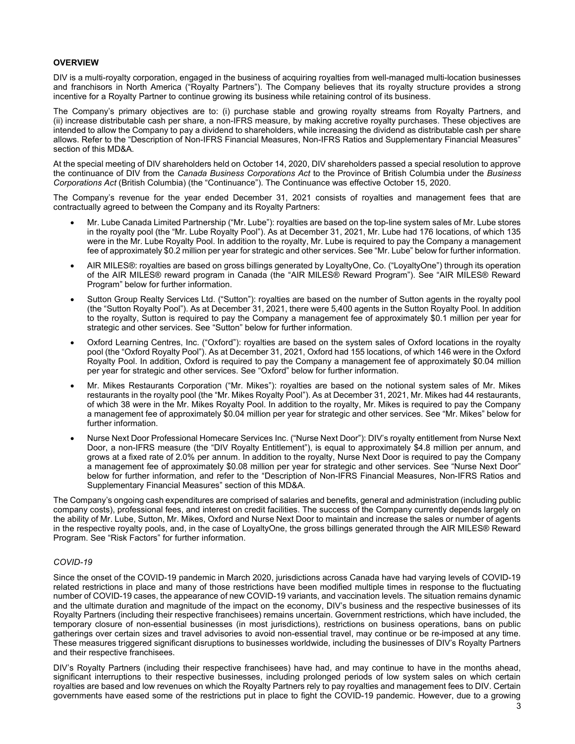## OVERVIEW

DIV is a multi-royalty corporation, engaged in the business of acquiring royalties from well-managed multi-location businesses and franchisors in North America ("Royalty Partners"). The Company believes that its royalty structure provides a strong incentive for a Royalty Partner to continue growing its business while retaining control of its business.

The Company's primary objectives are to: (i) purchase stable and growing royalty streams from Royalty Partners, and (ii) increase distributable cash per share, a non-IFRS measure, by making accretive royalty purchases. These objectives are intended to allow the Company to pay a dividend to shareholders, while increasing the dividend as distributable cash per share allows. Refer to the "Description of Non-IFRS Financial Measures, Non-IFRS Ratios and Supplementary Financial Measures" section of this MD&A.

At the special meeting of DIV shareholders held on October 14, 2020, DIV shareholders passed a special resolution to approve the continuance of DIV from the *Canada Business Corporations Act* to the Province of British Columbia under the *Business Corporations Act* (British Columbia) (the "Continuance"). The Continuance was effective October 15, 2020.

The Company's revenue for the year ended December 31, 2021 consists of royalties and management fees that are contractually agreed to between the Company and its Royalty Partners:

- Mr. Lube Canada Limited Partnership ("Mr. Lube"): royalties are based on the top-line system sales of Mr. Lube stores in the royalty pool (the "Mr. Lube Royalty Pool"). As at December 31, 2021, Mr. Lube had 176 locations, of which 135 were in the Mr. Lube Royalty Pool. In addition to the royalty, Mr. Lube is required to pay the Company a management fee of approximately $0.2 million per year for strategic and other services. See "Mr. Lube" below for further information.
- AIR MILES®: royalties are based on gross billings generated by LoyaltyOne, Co. ("LoyaltyOne") through its operation of the AIR MILES® reward program in Canada (the "AIR MILES® Reward Program"). See "AIR MILES® Reward Program" below for further information.
- Sutton Group Realty Services Ltd. ("Sutton"): royalties are based on the number of Sutton agents in the royalty pool (the "Sutton Royalty Pool"). As at December 31, 2021, there were 5,400 agents in the Sutton Royalty Pool. In addition to the royalty, Sutton is required to pay the Company a management fee of approximately $0.1 million per year for strategic and other services. See "Sutton" below for further information.
- Oxford Learning Centres, Inc. ("Oxford"): royalties are based on the system sales of Oxford locations in the royalty pool (the "Oxford Royalty Pool"). As at December 31, 2021, Oxford had 155 locations, of which 146 were in the Oxford Royalty Pool. In addition, Oxford is required to pay the Company a management fee of approximately $0.04 million per year for strategic and other services. See "Oxford" below for further information.
- Mr. Mikes Restaurants Corporation ("Mr. Mikes"): royalties are based on the notional system sales of Mr. Mikes restaurants in the royalty pool (the "Mr. Mikes Royalty Pool"). As at December 31, 2021, Mr. Mikes had 44 restaurants, of which 38 were in the Mr. Mikes Royalty Pool. In addition to the royalty, Mr. Mikes is required to pay the Company a management fee of approximately $0.04 million per year for strategic and other services. See "Mr. Mikes" below for further information.
- Nurse Next Door Professional Homecare Services Inc. ("Nurse Next Door"): DIV's royalty entitlement from Nurse Next Door, a non-IFRS measure (the "DIV Royalty Entitlement"), is equal to approximately $4.8 million per annum, and grows at a fixed rate of 2.0% per annum. In addition to the royalty, Nurse Next Door is required to pay the Company a management fee of approximately $0.08 million per year for strategic and other services. See "Nurse Next Door" below for further information, and refer to the "Description of Non-IFRS Financial Measures, Non-IFRS Ratios and Supplementary Financial Measures" section of this MD&A.

The Company's ongoing cash expenditures are comprised of salaries and benefits, general and administration (including public company costs), professional fees, and interest on credit facilities. The success of the Company currently depends largely on the ability of Mr. Lube, Sutton, Mr. Mikes, Oxford and Nurse Next Door to maintain and increase the sales or number of agents in the respective royalty pools, and, in the case of LoyaltyOne, the gross billings generated through the AIR MILES® Reward Program. See "Risk Factors" for further information.

### *COVID-19*

Since the onset of the COVID-19 pandemic in March 2020, jurisdictions across Canada have had varying levels of COVID-19 related restrictions in place and many of those restrictions have been modified multiple times in response to the fluctuating number of COVID-19 cases, the appearance of new COVID-19 variants, and vaccination levels. The situation remains dynamic and the ultimate duration and magnitude of the impact on the economy, DIV's business and the respective businesses of its Royalty Partners (including their respective franchisees) remains uncertain. Government restrictions, which have included, the temporary closure of non-essential businesses (in most jurisdictions), restrictions on business operations, bans on public gatherings over certain sizes and travel advisories to avoid non-essential travel, may continue or be re-imposed at any time. These measures triggered significant disruptions to businesses worldwide, including the businesses of DIV's Royalty Partners and their respective franchisees.

DIV's Royalty Partners (including their respective franchisees) have had, and may continue to have in the months ahead, significant interruptions to their respective businesses, including prolonged periods of low system sales on which certain royalties are based and low revenues on which the Royalty Partners rely to pay royalties and management fees to DIV. Certain governments have eased some of the restrictions put in place to fight the COVID-19 pandemic. However, due to a growing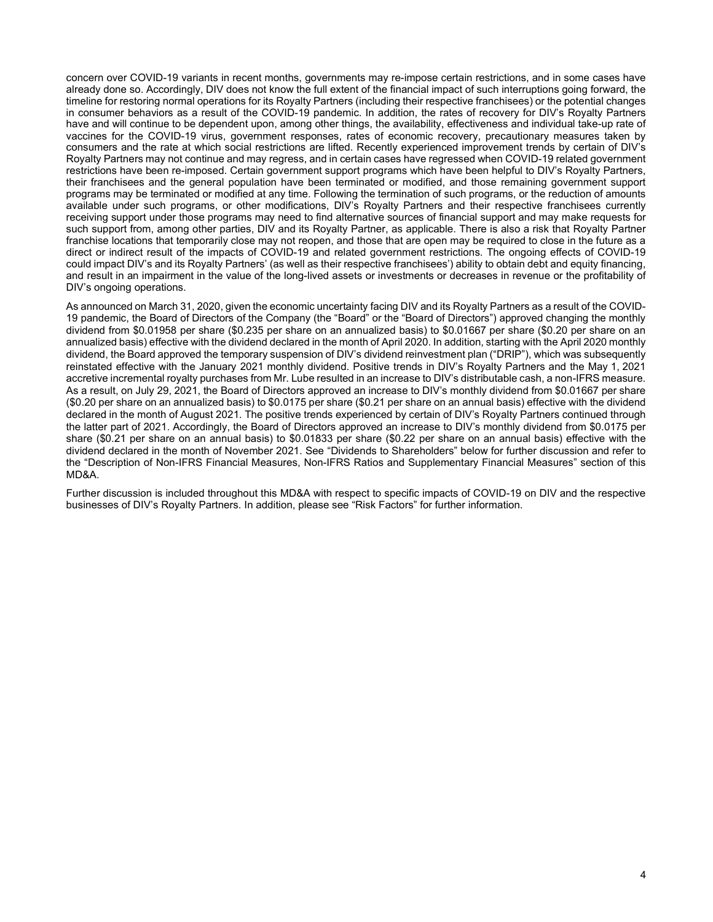concern over COVID-19 variants in recent months, governments may re-impose certain restrictions, and in some cases have already done so. Accordingly, DIV does not know the full extent of the financial impact of such interruptions going forward, the timeline for restoring normal operations for its Royalty Partners (including their respective franchisees) or the potential changes in consumer behaviors as a result of the COVID-19 pandemic. In addition, the rates of recovery for DIV's Royalty Partners have and will continue to be dependent upon, among other things, the availability, effectiveness and individual take-up rate of vaccines for the COVID-19 virus, government responses, rates of economic recovery, precautionary measures taken by consumers and the rate at which social restrictions are lifted. Recently experienced improvement trends by certain of DIV's Royalty Partners may not continue and may regress, and in certain cases have regressed when COVID-19 related government restrictions have been re-imposed. Certain government support programs which have been helpful to DIV's Royalty Partners, their franchisees and the general population have been terminated or modified, and those remaining government support programs may be terminated or modified at any time. Following the termination of such programs, or the reduction of amounts available under such programs, or other modifications, DIV's Royalty Partners and their respective franchisees currently receiving support under those programs may need to find alternative sources of financial support and may make requests for such support from, among other parties, DIV and its Royalty Partner, as applicable. There is also a risk that Royalty Partner franchise locations that temporarily close may not reopen, and those that are open may be required to close in the future as a direct or indirect result of the impacts of COVID-19 and related government restrictions. The ongoing effects of COVID-19 could impact DIV's and its Royalty Partners' (as well as their respective franchisees') ability to obtain debt and equity financing, and result in an impairment in the value of the long-lived assets or investments or decreases in revenue or the profitability of DIV's ongoing operations.

As announced on March 31, 2020, given the economic uncertainty facing DIV and its Royalty Partners as a result of the COVID-19 pandemic, the Board of Directors of the Company (the "Board" or the "Board of Directors") approved changing the monthly dividend from $0.01958 per share ($0.235 per share on an annualized basis) to $0.01667 per share ($0.20 per share on an annualized basis) effective with the dividend declared in the month of April 2020. In addition, starting with the April 2020 monthly dividend, the Board approved the temporary suspension of DIV's dividend reinvestment plan ("DRIP"), which was subsequently reinstated effective with the January 2021 monthly dividend. Positive trends in DIV's Royalty Partners and the May 1, 2021 accretive incremental royalty purchases from Mr. Lube resulted in an increase to DIV's distributable cash, a non-IFRS measure. As a result, on July 29, 2021, the Board of Directors approved an increase to DIV's monthly dividend from $0.01667 per share ($0.20 per share on an annualized basis) to $0.0175 per share ($0.21 per share on an annual basis) effective with the dividend declared in the month of August 2021. The positive trends experienced by certain of DIV's Royalty Partners continued through the latter part of 2021. Accordingly, the Board of Directors approved an increase to DIV's monthly dividend from $0.0175 per share ($0.21 per share on an annual basis) to $0.01833 per share ($0.22 per share on an annual basis) effective with the dividend declared in the month of November 2021. See "Dividends to Shareholders" below for further discussion and refer to the "Description of Non-IFRS Financial Measures, Non-IFRS Ratios and Supplementary Financial Measures" section of this MD&A.

Further discussion is included throughout this MD&A with respect to specific impacts of COVID-19 on DIV and the respective businesses of DIV's Royalty Partners. In addition, please see "Risk Factors" for further information.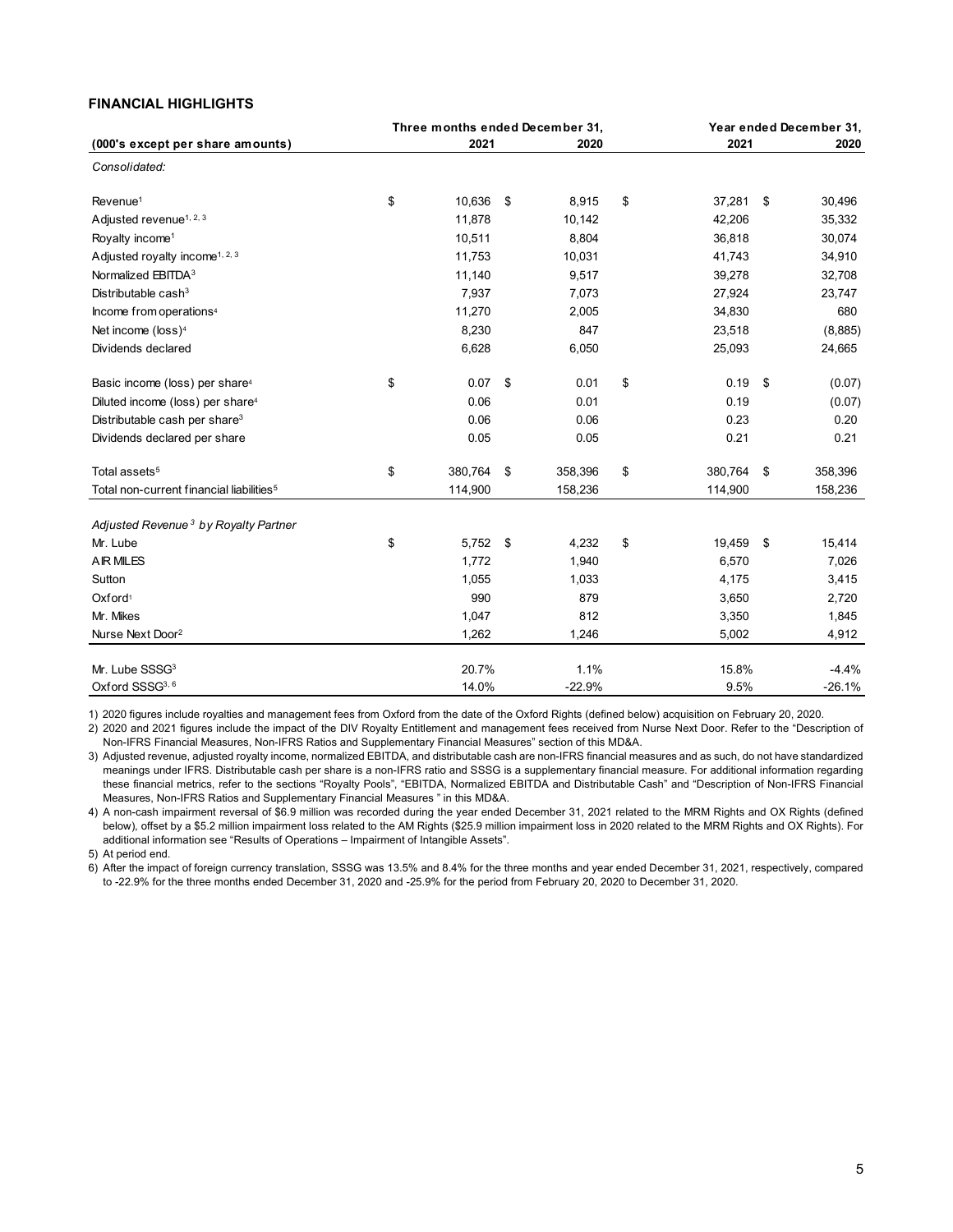## FINANCIAL HIGHLIGHTS

| (000's except per share amounts) | Three months ended December 31, 2021 | Three months ended December 31, 2020 | Year ended December 31, 2021 | Year ended December 31, 2020 |
|---|---|---|---|---|
| *Consolidated:* | | | | |
| Revenue[1] | $ 10,636 | $ 8,915 | $ 37,281 | $ 30,496 |
| Adjusted revenue[1, 2, 3] | 11,878 | 10,142 | 42,206 | 35,332 |
| Royalty income[1] | 10,511 | 8,804 | 36,818 | 30,074 |
| Adjusted royalty income[1, 2, 3] | 11,753 | 10,031 | 41,743 | 34,910 |
| Normalized EBITDA[3] | 11,140 | 9,517 | 39,278 | 32,708 |
| Distributable cash[3] | 7,937 | 7,073 | 27,924 | 23,747 |
| Income from operations[4] | 11,270 | 2,005 | 34,830 | 680 |
| Net income (loss)[4] | 8,230 | 847 | 23,518 | (8,885) |
| Dividends declared | 6,628 | 6,050 | 25,093 | 24,665 |
| Basic income (loss) per share[4] | $ 0.07 | $ 0.01 | $ 0.19 | $ (0.07) |
| Diluted income (loss) per share[4] | 0.06 | 0.01 | 0.19 | (0.07) |
| Distributable cash per share[3] | 0.06 | 0.06 | 0.23 | 0.20 |
| Dividends declared per share | 0.05 | 0.05 | 0.21 | 0.21 |
| Total assets[5] | $ 380,764 | $ 358,396 | $ 380,764 | $ 358,396 |
| Total non-current financial liabilities[5] | 114,900 | 158,236 | 114,900 | 158,236 |
| *Adjusted Revenue[3] by Royalty Partner* | | | | |
| Mr. Lube | $ 5,752 | $ 4,232 | $ 19,459 | $ 15,414 |
| AIR MILES | 1,772 | 1,940 | 6,570 | 7,026 |
| Sutton | 1,055 | 1,033 | 4,175 | 3,415 |
| Oxford[1] | 990 | 879 | 3,650 | 2,720 |
| Mr. Mikes | 1,047 | 812 | 3,350 | 1,845 |
| Nurse Next Door[2] | 1,262 | 1,246 | 5,002 | 4,912 |
| Mr. Lube SSSG[3] | 20.7% | 1.1% | 15.8% | -4.4% |
| Oxford SSSG[3, 6] | 14.0% | -22.9% | 9.5% | -26.1% |

1) 2020 figures include royalties and management fees from Oxford from the date of the Oxford Rights (defined below) acquisition on February 20, 2020.

2) 2020 and 2021 figures include the impact of the DIV Royalty Entitlement and management fees received from Nurse Next Door. Refer to the "Description of Non-IFRS Financial Measures, Non-IFRS Ratios and Supplementary Financial Measures" section of this MD&A.

3) Adjusted revenue, adjusted royalty income, normalized EBITDA, and distributable cash are non-IFRS financial measures and as such, do not have standardized meanings under IFRS. Distributable cash per share is a non-IFRS ratio and SSSG is a supplementary financial measure. For additional information regarding these financial metrics, refer to the sections "Royalty Pools", "EBITDA, Normalized EBITDA and Distributable Cash" and "Description of Non-IFRS Financial Measures, Non-IFRS Ratios and Supplementary Financial Measures " in this MD&A.

4) A non-cash impairment reversal of $6.9 million was recorded during the year ended December 31, 2021 related to the MRM Rights and OX Rights (defined below), offset by a $5.2 million impairment loss related to the AM Rights ($25.9 million impairment loss in 2020 related to the MRM Rights and OX Rights). For additional information see "Results of Operations – Impairment of Intangible Assets".

5) At period end.

6) After the impact of foreign currency translation, SSSG was 13.5% and 8.4% for the three months and year ended December 31, 2021, respectively, compared to -22.9% for the three months ended December 31, 2020 and -25.9% for the period from February 20, 2020 to December 31, 2020.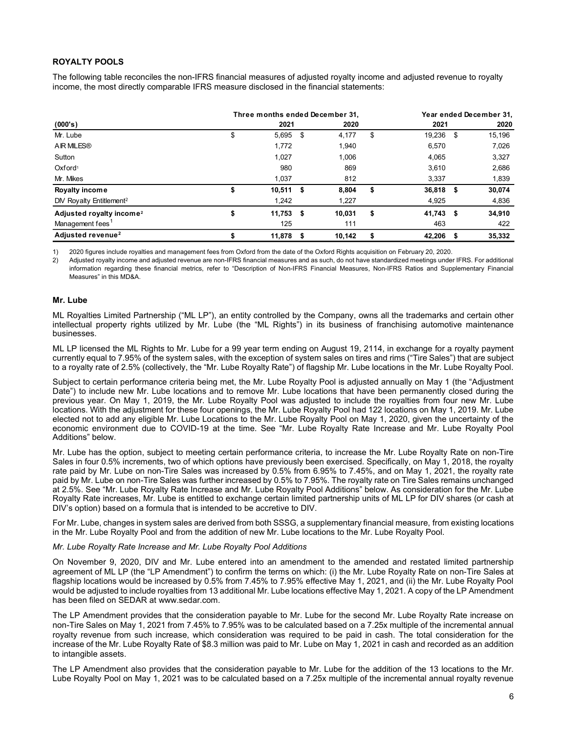**ROYALTY POOLS**

The following table reconciles the non-IFRS financial measures of adjusted royalty income and adjusted revenue to royalty income, the most directly comparable IFRS measure disclosed in the financial statements:

| (000's) | Three months ended December 31, 2021 | Three months ended December 31, 2020 | Year ended December 31, 2021 | Year ended December 31, 2020 |
|---|---|---|---|---|
| Mr. Lube | $ 5,695 | $ 4,177 | $ 19,236 | $ 15,196 |
| AIR MILES® | 1,772 | 1,940 | 6,570 | 7,026 |
| Sutton | 1,027 | 1,006 | 4,065 | 3,327 |
| Oxford[1] | 980 | 869 | 3,610 | 2,686 |
| Mr. Mikes | 1,037 | 812 | 3,337 | 1,839 |
| **Royalty income** | **$ 10,511** | **$ 8,804** | **$ 36,818** | **$ 30,074** |
| DIV Royalty Entitlement[2] | 1,242 | 1,227 | 4,925 | 4,836 |
| **Adjusted royalty income[2]** | **$ 11,753** | **$ 10,031** | **$ 41,743** | **$ 34,910** |
| Management fees[1] | 125 | 111 | 463 | 422 |
| **Adjusted revenue[2]** | **$ 11,878** | **$ 10,142** | **$ 42,206** | **$ 35,332** |

1) 2020 figures include royalties and management fees from Oxford from the date of the Oxford Rights acquisition on February 20, 2020.
2) Adjusted royalty income and adjusted revenue are non-IFRS financial measures and as such, do not have standardized meetings under IFRS. For additional information regarding these financial metrics, refer to "Description of Non-IFRS Financial Measures, Non-IFRS Ratios and Supplementary Financial Measures" in this MD&A.

### Mr. Lube

ML Royalties Limited Partnership ("ML LP"), an entity controlled by the Company, owns all the trademarks and certain other intellectual property rights utilized by Mr. Lube (the "ML Rights") in its business of franchising automotive maintenance businesses.

ML LP licensed the ML Rights to Mr. Lube for a 99 year term ending on August 19, 2114, in exchange for a royalty payment currently equal to 7.95% of the system sales, with the exception of system sales on tires and rims ("Tire Sales") that are subject to a royalty rate of 2.5% (collectively, the "Mr. Lube Royalty Rate") of flagship Mr. Lube locations in the Mr. Lube Royalty Pool.

Subject to certain performance criteria being met, the Mr. Lube Royalty Pool is adjusted annually on May 1 (the "Adjustment Date") to include new Mr. Lube locations and to remove Mr. Lube locations that have been permanently closed during the previous year. On May 1, 2019, the Mr. Lube Royalty Pool was adjusted to include the royalties from four new Mr. Lube locations. With the adjustment for these four openings, the Mr. Lube Royalty Pool had 122 locations on May 1, 2019. Mr. Lube elected not to add any eligible Mr. Lube Locations to the Mr. Lube Royalty Pool on May 1, 2020, given the uncertainty of the economic environment due to COVID-19 at the time. See "Mr. Lube Royalty Rate Increase and Mr. Lube Royalty Pool Additions" below.

Mr. Lube has the option, subject to meeting certain performance criteria, to increase the Mr. Lube Royalty Rate on non-Tire Sales in four 0.5% increments, two of which options have previously been exercised. Specifically, on May 1, 2018, the royalty rate paid by Mr. Lube on non-Tire Sales was increased by 0.5% from 6.95% to 7.45%, and on May 1, 2021, the royalty rate paid by Mr. Lube on non-Tire Sales was further increased by 0.5% to 7.95%. The royalty rate on Tire Sales remains unchanged at 2.5%. See "Mr. Lube Royalty Rate Increase and Mr. Lube Royalty Pool Additions" below. As consideration for the Mr. Lube Royalty Rate increases, Mr. Lube is entitled to exchange certain limited partnership units of ML LP for DIV shares (or cash at DIV's option) based on a formula that is intended to be accretive to DIV.

For Mr. Lube, changes in system sales are derived from both SSSG, a supplementary financial measure, from existing locations in the Mr. Lube Royalty Pool and from the addition of new Mr. Lube locations to the Mr. Lube Royalty Pool.

*Mr. Lube Royalty Rate Increase and Mr. Lube Royalty Pool Additions*

On November 9, 2020, DIV and Mr. Lube entered into an amendment to the amended and restated limited partnership agreement of ML LP (the "LP Amendment") to confirm the terms on which: (i) the Mr. Lube Royalty Rate on non-Tire Sales at flagship locations would be increased by 0.5% from 7.45% to 7.95% effective May 1, 2021, and (ii) the Mr. Lube Royalty Pool would be adjusted to include royalties from 13 additional Mr. Lube locations effective May 1, 2021. A copy of the LP Amendment has been filed on SEDAR at www.sedar.com.

The LP Amendment provides that the consideration payable to Mr. Lube for the second Mr. Lube Royalty Rate increase on non-Tire Sales on May 1, 2021 from 7.45% to 7.95% was to be calculated based on a 7.25x multiple of the incremental annual royalty revenue from such increase, which consideration was required to be paid in cash. The total consideration for the increase of the Mr. Lube Royalty Rate of $8.3 million was paid to Mr. Lube on May 1, 2021 in cash and recorded as an addition to intangible assets.

The LP Amendment also provides that the consideration payable to Mr. Lube for the addition of the 13 locations to the Mr. Lube Royalty Pool on May 1, 2021 was to be calculated based on a 7.25x multiple of the incremental annual royalty revenue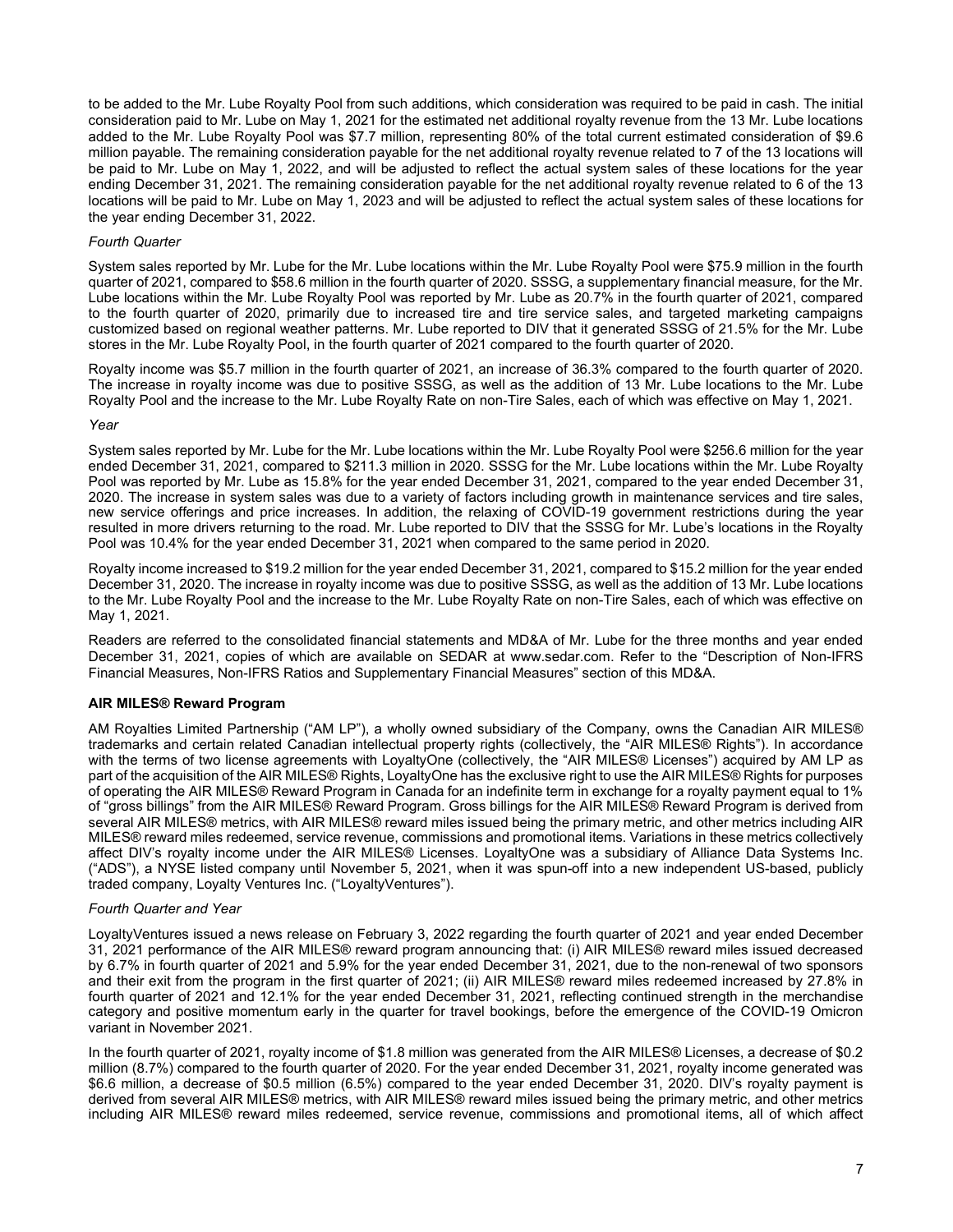to be added to the Mr. Lube Royalty Pool from such additions, which consideration was required to be paid in cash. The initial consideration paid to Mr. Lube on May 1, 2021 for the estimated net additional royalty revenue from the 13 Mr. Lube locations added to the Mr. Lube Royalty Pool was $7.7 million, representing 80% of the total current estimated consideration of $9.6 million payable. The remaining consideration payable for the net additional royalty revenue related to 7 of the 13 locations will be paid to Mr. Lube on May 1, 2022, and will be adjusted to reflect the actual system sales of these locations for the year ending December 31, 2021. The remaining consideration payable for the net additional royalty revenue related to 6 of the 13 locations will be paid to Mr. Lube on May 1, 2023 and will be adjusted to reflect the actual system sales of these locations for the year ending December 31, 2022.

*Fourth Quarter*

System sales reported by Mr. Lube for the Mr. Lube locations within the Mr. Lube Royalty Pool were $75.9 million in the fourth quarter of 2021, compared to $58.6 million in the fourth quarter of 2020. SSSG, a supplementary financial measure, for the Mr. Lube locations within the Mr. Lube Royalty Pool was reported by Mr. Lube as 20.7% in the fourth quarter of 2021, compared to the fourth quarter of 2020, primarily due to increased tire and tire service sales, and targeted marketing campaigns customized based on regional weather patterns. Mr. Lube reported to DIV that it generated SSSG of 21.5% for the Mr. Lube stores in the Mr. Lube Royalty Pool, in the fourth quarter of 2021 compared to the fourth quarter of 2020.

Royalty income was $5.7 million in the fourth quarter of 2021, an increase of 36.3% compared to the fourth quarter of 2020. The increase in royalty income was due to positive SSSG, as well as the addition of 13 Mr. Lube locations to the Mr. Lube Royalty Pool and the increase to the Mr. Lube Royalty Rate on non-Tire Sales, each of which was effective on May 1, 2021.

*Year*

System sales reported by Mr. Lube for the Mr. Lube locations within the Mr. Lube Royalty Pool were $256.6 million for the year ended December 31, 2021, compared to $211.3 million in 2020. SSSG for the Mr. Lube locations within the Mr. Lube Royalty Pool was reported by Mr. Lube as 15.8% for the year ended December 31, 2021, compared to the year ended December 31, 2020. The increase in system sales was due to a variety of factors including growth in maintenance services and tire sales, new service offerings and price increases. In addition, the relaxing of COVID-19 government restrictions during the year resulted in more drivers returning to the road. Mr. Lube reported to DIV that the SSSG for Mr. Lube's locations in the Royalty Pool was 10.4% for the year ended December 31, 2021 when compared to the same period in 2020.

Royalty income increased to $19.2 million for the year ended December 31, 2021, compared to $15.2 million for the year ended December 31, 2020. The increase in royalty income was due to positive SSSG, as well as the addition of 13 Mr. Lube locations to the Mr. Lube Royalty Pool and the increase to the Mr. Lube Royalty Rate on non-Tire Sales, each of which was effective on May 1, 2021.

Readers are referred to the consolidated financial statements and MD&A of Mr. Lube for the three months and year ended December 31, 2021, copies of which are available on SEDAR at www.sedar.com. Refer to the "Description of Non-IFRS Financial Measures, Non-IFRS Ratios and Supplementary Financial Measures" section of this MD&A.

**AIR MILES® Reward Program**

AM Royalties Limited Partnership ("AM LP"), a wholly owned subsidiary of the Company, owns the Canadian AIR MILES® trademarks and certain related Canadian intellectual property rights (collectively, the "AIR MILES® Rights"). In accordance with the terms of two license agreements with LoyaltyOne (collectively, the "AIR MILES® Licenses") acquired by AM LP as part of the acquisition of the AIR MILES® Rights, LoyaltyOne has the exclusive right to use the AIR MILES® Rights for purposes of operating the AIR MILES® Reward Program in Canada for an indefinite term in exchange for a royalty payment equal to 1% of "gross billings" from the AIR MILES® Reward Program. Gross billings for the AIR MILES® Reward Program is derived from several AIR MILES® metrics, with AIR MILES® reward miles issued being the primary metric, and other metrics including AIR MILES® reward miles redeemed, service revenue, commissions and promotional items. Variations in these metrics collectively affect DIV's royalty income under the AIR MILES® Licenses. LoyaltyOne was a subsidiary of Alliance Data Systems Inc. ("ADS"), a NYSE listed company until November 5, 2021, when it was spun-off into a new independent US-based, publicly traded company, Loyalty Ventures Inc. ("LoyaltyVentures").

*Fourth Quarter and Year*

LoyaltyVentures issued a news release on February 3, 2022 regarding the fourth quarter of 2021 and year ended December 31, 2021 performance of the AIR MILES® reward program announcing that: (i) AIR MILES® reward miles issued decreased by 6.7% in fourth quarter of 2021 and 5.9% for the year ended December 31, 2021, due to the non-renewal of two sponsors and their exit from the program in the first quarter of 2021; (ii) AIR MILES® reward miles redeemed increased by 27.8% in fourth quarter of 2021 and 12.1% for the year ended December 31, 2021, reflecting continued strength in the merchandise category and positive momentum early in the quarter for travel bookings, before the emergence of the COVID-19 Omicron variant in November 2021.

In the fourth quarter of 2021, royalty income of $1.8 million was generated from the AIR MILES® Licenses, a decrease of $0.2 million (8.7%) compared to the fourth quarter of 2020. For the year ended December 31, 2021, royalty income generated was $6.6 million, a decrease of $0.5 million (6.5%) compared to the year ended December 31, 2020. DIV's royalty payment is derived from several AIR MILES® metrics, with AIR MILES® reward miles issued being the primary metric, and other metrics including AIR MILES® reward miles redeemed, service revenue, commissions and promotional items, all of which affect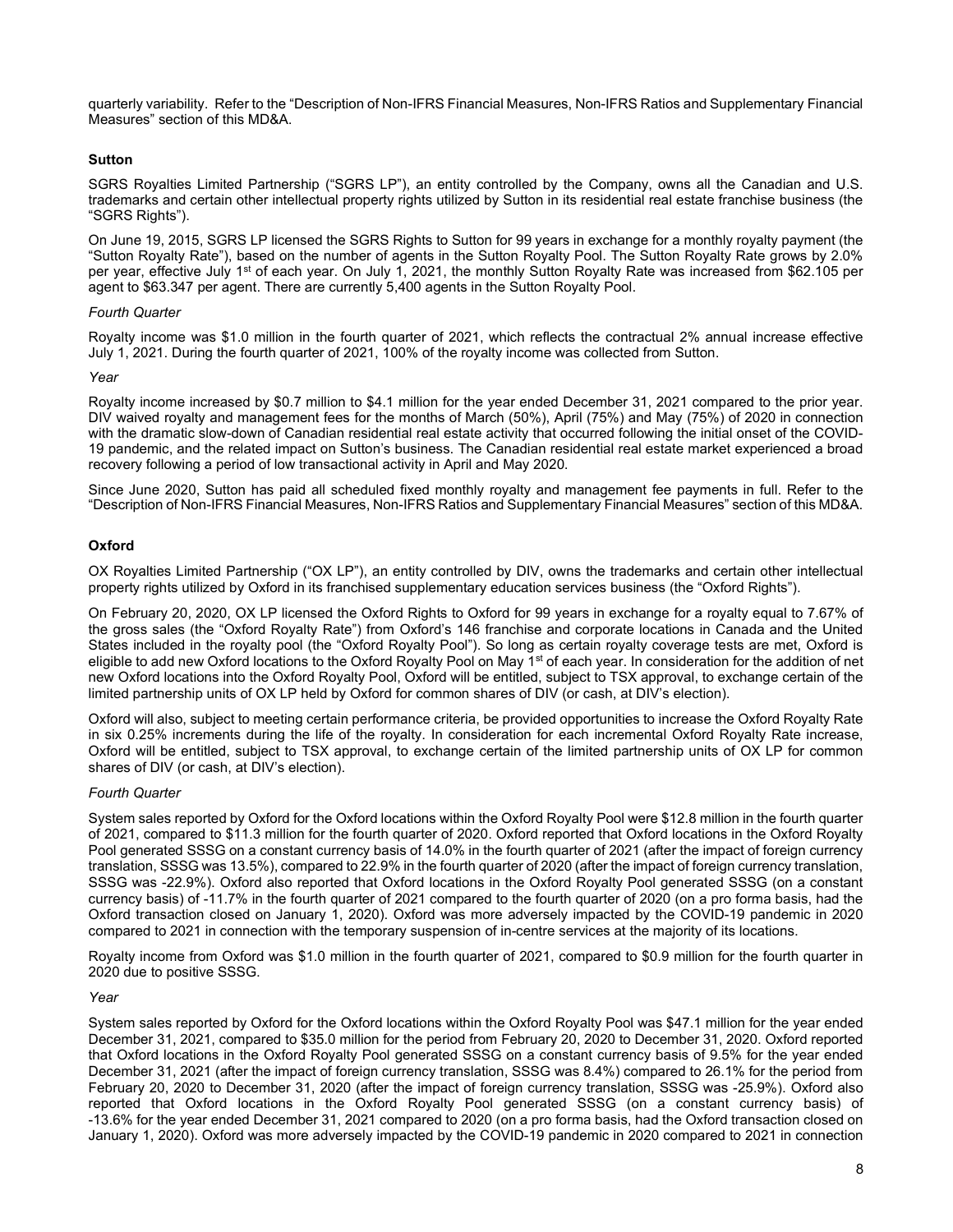quarterly variability. Refer to the "Description of Non-IFRS Financial Measures, Non-IFRS Ratios and Supplementary Financial Measures" section of this MD&A.

### Sutton

SGRS Royalties Limited Partnership ("SGRS LP"), an entity controlled by the Company, owns all the Canadian and U.S. trademarks and certain other intellectual property rights utilized by Sutton in its residential real estate franchise business (the "SGRS Rights").

On June 19, 2015, SGRS LP licensed the SGRS Rights to Sutton for 99 years in exchange for a monthly royalty payment (the "Sutton Royalty Rate"), based on the number of agents in the Sutton Royalty Pool. The Sutton Royalty Rate grows by 2.0% per year, effective July 1st of each year. On July 1, 2021, the monthly Sutton Royalty Rate was increased from $62.105 per agent to $63.347 per agent. There are currently 5,400 agents in the Sutton Royalty Pool.

*Fourth Quarter*

Royalty income was $1.0 million in the fourth quarter of 2021, which reflects the contractual 2% annual increase effective July 1, 2021. During the fourth quarter of 2021, 100% of the royalty income was collected from Sutton.

*Year*

Royalty income increased by $0.7 million to $4.1 million for the year ended December 31, 2021 compared to the prior year. DIV waived royalty and management fees for the months of March (50%), April (75%) and May (75%) of 2020 in connection with the dramatic slow-down of Canadian residential real estate activity that occurred following the initial onset of the COVID-19 pandemic, and the related impact on Sutton's business. The Canadian residential real estate market experienced a broad recovery following a period of low transactional activity in April and May 2020.

Since June 2020, Sutton has paid all scheduled fixed monthly royalty and management fee payments in full. Refer to the "Description of Non-IFRS Financial Measures, Non-IFRS Ratios and Supplementary Financial Measures" section of this MD&A.

### Oxford

OX Royalties Limited Partnership ("OX LP"), an entity controlled by DIV, owns the trademarks and certain other intellectual property rights utilized by Oxford in its franchised supplementary education services business (the "Oxford Rights").

On February 20, 2020, OX LP licensed the Oxford Rights to Oxford for 99 years in exchange for a royalty equal to 7.67% of the gross sales (the "Oxford Royalty Rate") from Oxford's 146 franchise and corporate locations in Canada and the United States included in the royalty pool (the "Oxford Royalty Pool"). So long as certain royalty coverage tests are met, Oxford is eligible to add new Oxford locations to the Oxford Royalty Pool on May 1st of each year. In consideration for the addition of net new Oxford locations into the Oxford Royalty Pool, Oxford will be entitled, subject to TSX approval, to exchange certain of the limited partnership units of OX LP held by Oxford for common shares of DIV (or cash, at DIV's election).

Oxford will also, subject to meeting certain performance criteria, be provided opportunities to increase the Oxford Royalty Rate in six 0.25% increments during the life of the royalty. In consideration for each incremental Oxford Royalty Rate increase, Oxford will be entitled, subject to TSX approval, to exchange certain of the limited partnership units of OX LP for common shares of DIV (or cash, at DIV's election).

*Fourth Quarter*

System sales reported by Oxford for the Oxford locations within the Oxford Royalty Pool were $12.8 million in the fourth quarter of 2021, compared to $11.3 million for the fourth quarter of 2020. Oxford reported that Oxford locations in the Oxford Royalty Pool generated SSSG on a constant currency basis of 14.0% in the fourth quarter of 2021 (after the impact of foreign currency translation, SSSG was 13.5%), compared to 22.9% in the fourth quarter of 2020 (after the impact of foreign currency translation, SSSG was -22.9%). Oxford also reported that Oxford locations in the Oxford Royalty Pool generated SSSG (on a constant currency basis) of -11.7% in the fourth quarter of 2021 compared to the fourth quarter of 2020 (on a pro forma basis, had the Oxford transaction closed on January 1, 2020). Oxford was more adversely impacted by the COVID-19 pandemic in 2020 compared to 2021 in connection with the temporary suspension of in-centre services at the majority of its locations.

Royalty income from Oxford was $1.0 million in the fourth quarter of 2021, compared to $0.9 million for the fourth quarter in 2020 due to positive SSSG.

*Year*

System sales reported by Oxford for the Oxford locations within the Oxford Royalty Pool was $47.1 million for the year ended December 31, 2021, compared to $35.0 million for the period from February 20, 2020 to December 31, 2020. Oxford reported that Oxford locations in the Oxford Royalty Pool generated SSSG on a constant currency basis of 9.5% for the year ended December 31, 2021 (after the impact of foreign currency translation, SSSG was 8.4%) compared to 26.1% for the period from February 20, 2020 to December 31, 2020 (after the impact of foreign currency translation, SSSG was -25.9%). Oxford also reported that Oxford locations in the Oxford Royalty Pool generated SSSG (on a constant currency basis) of -13.6% for the year ended December 31, 2021 compared to 2020 (on a pro forma basis, had the Oxford transaction closed on January 1, 2020). Oxford was more adversely impacted by the COVID-19 pandemic in 2020 compared to 2021 in connection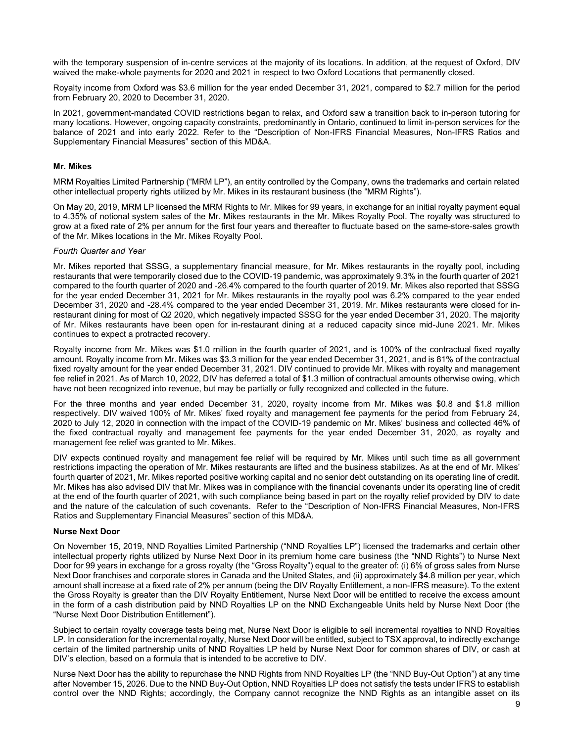with the temporary suspension of in-centre services at the majority of its locations. In addition, at the request of Oxford, DIV waived the make-whole payments for 2020 and 2021 in respect to two Oxford Locations that permanently closed.

Royalty income from Oxford was $3.6 million for the year ended December 31, 2021, compared to $2.7 million for the period from February 20, 2020 to December 31, 2020.

In 2021, government-mandated COVID restrictions began to relax, and Oxford saw a transition back to in-person tutoring for many locations. However, ongoing capacity constraints, predominantly in Ontario, continued to limit in-person services for the balance of 2021 and into early 2022. Refer to the "Description of Non-IFRS Financial Measures, Non-IFRS Ratios and Supplementary Financial Measures" section of this MD&A.

**Mr. Mikes**

MRM Royalties Limited Partnership ("MRM LP"), an entity controlled by the Company, owns the trademarks and certain related other intellectual property rights utilized by Mr. Mikes in its restaurant business (the "MRM Rights").

On May 20, 2019, MRM LP licensed the MRM Rights to Mr. Mikes for 99 years, in exchange for an initial royalty payment equal to 4.35% of notional system sales of the Mr. Mikes restaurants in the Mr. Mikes Royalty Pool. The royalty was structured to grow at a fixed rate of 2% per annum for the first four years and thereafter to fluctuate based on the same-store-sales growth of the Mr. Mikes locations in the Mr. Mikes Royalty Pool.

*Fourth Quarter and Year*

Mr. Mikes reported that SSSG, a supplementary financial measure, for Mr. Mikes restaurants in the royalty pool, including restaurants that were temporarily closed due to the COVID-19 pandemic, was approximately 9.3% in the fourth quarter of 2021 compared to the fourth quarter of 2020 and -26.4% compared to the fourth quarter of 2019. Mr. Mikes also reported that SSSG for the year ended December 31, 2021 for Mr. Mikes restaurants in the royalty pool was 6.2% compared to the year ended December 31, 2020 and -28.4% compared to the year ended December 31, 2019. Mr. Mikes restaurants were closed for in-restaurant dining for most of Q2 2020, which negatively impacted SSSG for the year ended December 31, 2020. The majority of Mr. Mikes restaurants have been open for in-restaurant dining at a reduced capacity since mid-June 2021. Mr. Mikes continues to expect a protracted recovery.

Royalty income from Mr. Mikes was $1.0 million in the fourth quarter of 2021, and is 100% of the contractual fixed royalty amount. Royalty income from Mr. Mikes was $3.3 million for the year ended December 31, 2021, and is 81% of the contractual fixed royalty amount for the year ended December 31, 2021. DIV continued to provide Mr. Mikes with royalty and management fee relief in 2021. As of March 10, 2022, DIV has deferred a total of $1.3 million of contractual amounts otherwise owing, which have not been recognized into revenue, but may be partially or fully recognized and collected in the future.

For the three months and year ended December 31, 2020, royalty income from Mr. Mikes was $0.8 and $1.8 million respectively. DIV waived 100% of Mr. Mikes' fixed royalty and management fee payments for the period from February 24, 2020 to July 12, 2020 in connection with the impact of the COVID-19 pandemic on Mr. Mikes' business and collected 46% of the fixed contractual royalty and management fee payments for the year ended December 31, 2020, as royalty and management fee relief was granted to Mr. Mikes.

DIV expects continued royalty and management fee relief will be required by Mr. Mikes until such time as all government restrictions impacting the operation of Mr. Mikes restaurants are lifted and the business stabilizes. As at the end of Mr. Mikes' fourth quarter of 2021, Mr. Mikes reported positive working capital and no senior debt outstanding on its operating line of credit. Mr. Mikes has also advised DIV that Mr. Mikes was in compliance with the financial covenants under its operating line of credit at the end of the fourth quarter of 2021, with such compliance being based in part on the royalty relief provided by DIV to date and the nature of the calculation of such covenants. Refer to the "Description of Non-IFRS Financial Measures, Non-IFRS Ratios and Supplementary Financial Measures" section of this MD&A.

**Nurse Next Door**

On November 15, 2019, NND Royalties Limited Partnership ("NND Royalties LP") licensed the trademarks and certain other intellectual property rights utilized by Nurse Next Door in its premium home care business (the "NND Rights") to Nurse Next Door for 99 years in exchange for a gross royalty (the "Gross Royalty") equal to the greater of: (i) 6% of gross sales from Nurse Next Door franchises and corporate stores in Canada and the United States, and (ii) approximately $4.8 million per year, which amount shall increase at a fixed rate of 2% per annum (being the DIV Royalty Entitlement, a non-IFRS measure). To the extent the Gross Royalty is greater than the DIV Royalty Entitlement, Nurse Next Door will be entitled to receive the excess amount in the form of a cash distribution paid by NND Royalties LP on the NND Exchangeable Units held by Nurse Next Door (the "Nurse Next Door Distribution Entitlement").

Subject to certain royalty coverage tests being met, Nurse Next Door is eligible to sell incremental royalties to NND Royalties LP. In consideration for the incremental royalty, Nurse Next Door will be entitled, subject to TSX approval, to indirectly exchange certain of the limited partnership units of NND Royalties LP held by Nurse Next Door for common shares of DIV, or cash at DIV's election, based on a formula that is intended to be accretive to DIV.

Nurse Next Door has the ability to repurchase the NND Rights from NND Royalties LP (the "NND Buy-Out Option") at any time after November 15, 2026. Due to the NND Buy-Out Option, NND Royalties LP does not satisfy the tests under IFRS to establish control over the NND Rights; accordingly, the Company cannot recognize the NND Rights as an intangible asset on its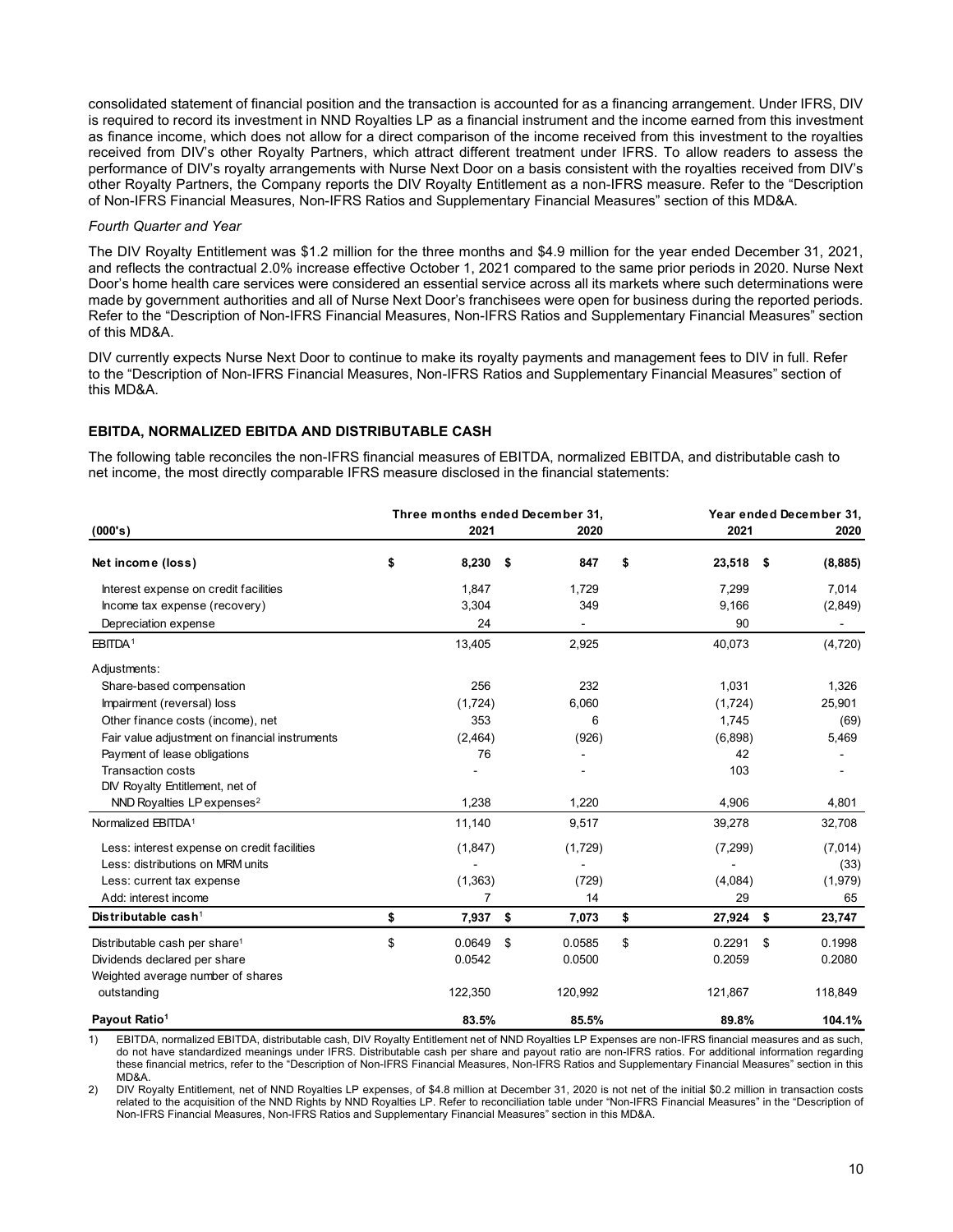consolidated statement of financial position and the transaction is accounted for as a financing arrangement. Under IFRS, DIV is required to record its investment in NND Royalties LP as a financial instrument and the income earned from this investment as finance income, which does not allow for a direct comparison of the income received from this investment to the royalties received from DIV's other Royalty Partners, which attract different treatment under IFRS. To allow readers to assess the performance of DIV's royalty arrangements with Nurse Next Door on a basis consistent with the royalties received from DIV's other Royalty Partners, the Company reports the DIV Royalty Entitlement as a non-IFRS measure. Refer to the "Description of Non-IFRS Financial Measures, Non-IFRS Ratios and Supplementary Financial Measures" section of this MD&A.

*Fourth Quarter and Year*

The DIV Royalty Entitlement was $1.2 million for the three months and $4.9 million for the year ended December 31, 2021, and reflects the contractual 2.0% increase effective October 1, 2021 compared to the same prior periods in 2020. Nurse Next Door's home health care services were considered an essential service across all its markets where such determinations were made by government authorities and all of Nurse Next Door's franchisees were open for business during the reported periods. Refer to the "Description of Non-IFRS Financial Measures, Non-IFRS Ratios and Supplementary Financial Measures" section of this MD&A.

DIV currently expects Nurse Next Door to continue to make its royalty payments and management fees to DIV in full. Refer to the "Description of Non-IFRS Financial Measures, Non-IFRS Ratios and Supplementary Financial Measures" section of this MD&A.

## EBITDA, NORMALIZED EBITDA AND DISTRIBUTABLE CASH

The following table reconciles the non-IFRS financial measures of EBITDA, normalized EBITDA, and distributable cash to net income, the most directly comparable IFRS measure disclosed in the financial statements:

| (000's) | Three months ended December 31, 2021 | Three months ended December 31, 2020 | Year ended December 31, 2021 | Year ended December 31, 2020 |
|---|---|---|---|---|
| **Net income (loss)** | **$ 8,230** | **$ 847** | **$ 23,518** | **$ (8,885)** |
| Interest expense on credit facilities | 1,847 | 1,729 | 7,299 | 7,014 |
| Income tax expense (recovery) | 3,304 | 349 | 9,166 | (2,849) |
| Depreciation expense | 24 | - | 90 | - |
| EBITDA[1] | 13,405 | 2,925 | 40,073 | (4,720) |
| Adjustments: | | | | |
| Share-based compensation | 256 | 232 | 1,031 | 1,326 |
| Impairment (reversal) loss | (1,724) | 6,060 | (1,724) | 25,901 |
| Other finance costs (income), net | 353 | 6 | 1,745 | (69) |
| Fair value adjustment on financial instruments | (2,464) | (926) | (6,898) | 5,469 |
| Payment of lease obligations | 76 | - | 42 | - |
| Transaction costs | - | - | 103 | - |
| DIV Royalty Entitlement, net of NND Royalties LP expenses[2] | 1,238 | 1,220 | 4,906 | 4,801 |
| Normalized EBITDA[1] | 11,140 | 9,517 | 39,278 | 32,708 |
| Less: interest expense on credit facilities | (1,847) | (1,729) | (7,299) | (7,014) |
| Less: distributions on MRM units | - | - | - | (33) |
| Less: current tax expense | (1,363) | (729) | (4,084) | (1,979) |
| Add: interest income | 7 | 14 | 29 | 65 |
| **Distributable cash**[1] | **$ 7,937** | **$ 7,073** | **$ 27,924** | **$ 23,747** |
| Distributable cash per share[1] | $ 0.0649 | $ 0.0585 | $ 0.2291 | $ 0.1998 |
| Dividends declared per share | 0.0542 | 0.0500 | 0.2059 | 0.2080 |
| Weighted average number of shares outstanding | 122,350 | 120,992 | 121,867 | 118,849 |
| **Payout Ratio**[1] | **83.5%** | **85.5%** | **89.8%** | **104.1%** |

1) EBITDA, normalized EBITDA, distributable cash, DIV Royalty Entitlement net of NND Royalties LP Expenses are non-IFRS financial measures and as such, do not have standardized meanings under IFRS. Distributable cash per share and payout ratio are non-IFRS ratios. For additional information regarding these financial metrics, refer to the "Description of Non-IFRS Financial Measures, Non-IFRS Ratios and Supplementary Financial Measures" section in this MD&A.

2) DIV Royalty Entitlement, net of NND Royalties LP expenses, of $4.8 million at December 31, 2020 is not net of the initial $0.2 million in transaction costs related to the acquisition of the NND Rights by NND Royalties LP. Refer to reconciliation table under "Non-IFRS Financial Measures" in the "Description of Non-IFRS Financial Measures, Non-IFRS Ratios and Supplementary Financial Measures" section in this MD&A.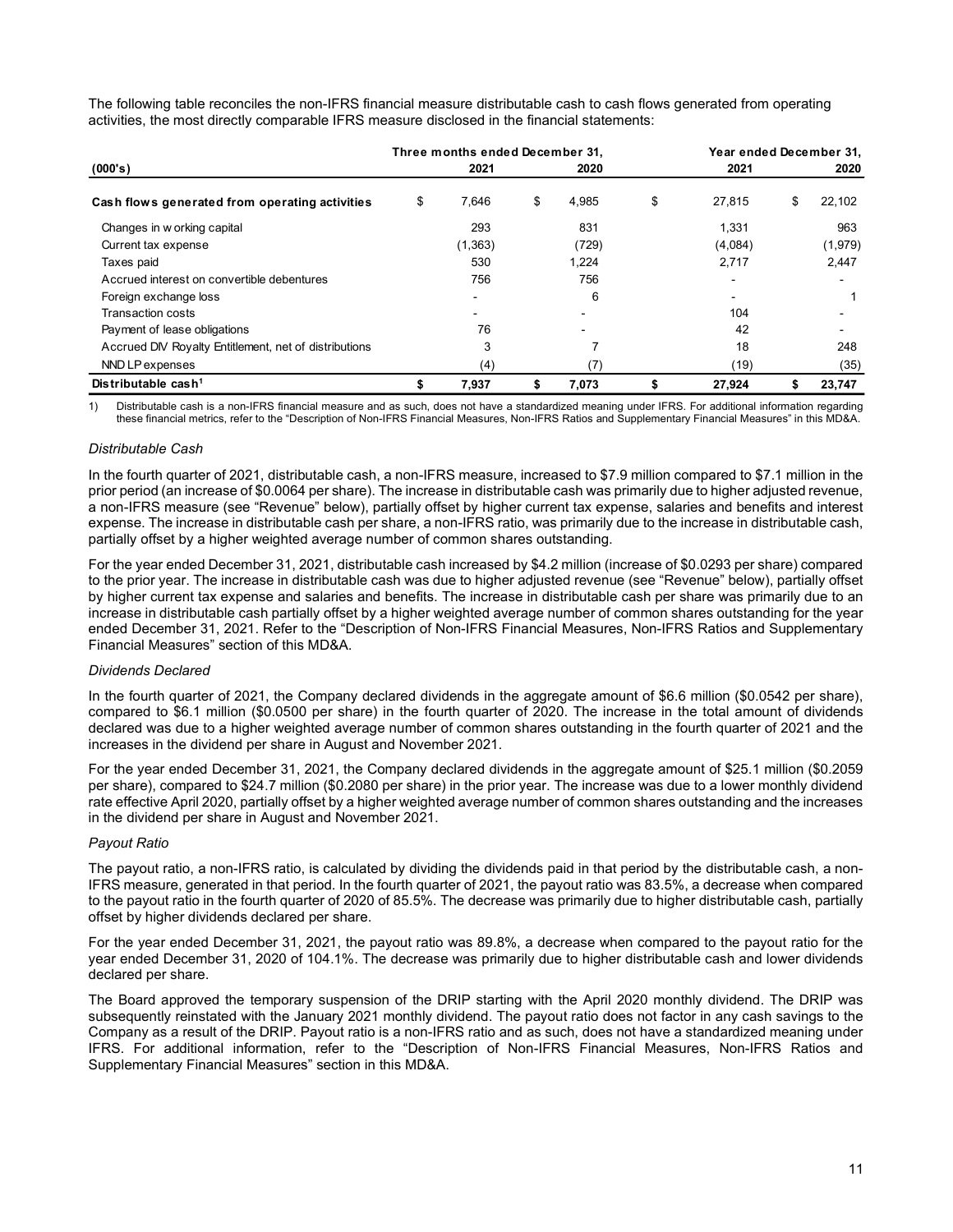The following table reconciles the non-IFRS financial measure distributable cash to cash flows generated from operating activities, the most directly comparable IFRS measure disclosed in the financial statements:

| (000's) | Three months ended December 31, 2021 | Three months ended December 31, 2020 | Year ended December 31, 2021 | Year ended December 31, 2020 |
|---|---|---|---|---|
| **Cash flows generated from operating activities** | $ 7,646 | $ 4,985 | $ 27,815 | $ 22,102 |
| Changes in working capital | 293 | 831 | 1,331 | 963 |
| Current tax expense | (1,363) | (729) | (4,084) | (1,979) |
| Taxes paid | 530 | 1,224 | 2,717 | 2,447 |
| Accrued interest on convertible debentures | 756 | 756 | - | - |
| Foreign exchange loss | - | 6 | - | 1 |
| Transaction costs | - | - | 104 | - |
| Payment of lease obligations | 76 | - | 42 | - |
| Accrued DIV Royalty Entitlement, net of distributions | 3 | 7 | 18 | 248 |
| NND LP expenses | (4) | (7) | (19) | (35) |
| **Distributable cash[1]** | **$ 7,937** | **$ 7,073** | **$ 27,924** | **$ 23,747** |

1) Distributable cash is a non-IFRS financial measure and as such, does not have a standardized meaning under IFRS. For additional information regarding these financial metrics, refer to the "Description of Non-IFRS Financial Measures, Non-IFRS Ratios and Supplementary Financial Measures" in this MD&A.

*Distributable Cash*

In the fourth quarter of 2021, distributable cash, a non-IFRS measure, increased to $7.9 million compared to $7.1 million in the prior period (an increase of $0.0064 per share). The increase in distributable cash was primarily due to higher adjusted revenue, a non-IFRS measure (see "Revenue" below), partially offset by higher current tax expense, salaries and benefits and interest expense. The increase in distributable cash per share, a non-IFRS ratio, was primarily due to the increase in distributable cash, partially offset by a higher weighted average number of common shares outstanding.

For the year ended December 31, 2021, distributable cash increased by $4.2 million (increase of $0.0293 per share) compared to the prior year. The increase in distributable cash was due to higher adjusted revenue (see "Revenue" below), partially offset by higher current tax expense and salaries and benefits. The increase in distributable cash per share was primarily due to an increase in distributable cash partially offset by a higher weighted average number of common shares outstanding for the year ended December 31, 2021. Refer to the "Description of Non-IFRS Financial Measures, Non-IFRS Ratios and Supplementary Financial Measures" section of this MD&A.

*Dividends Declared*

In the fourth quarter of 2021, the Company declared dividends in the aggregate amount of $6.6 million ($0.0542 per share), compared to $6.1 million ($0.0500 per share) in the fourth quarter of 2020. The increase in the total amount of dividends declared was due to a higher weighted average number of common shares outstanding in the fourth quarter of 2021 and the increases in the dividend per share in August and November 2021.

For the year ended December 31, 2021, the Company declared dividends in the aggregate amount of $25.1 million ($0.2059 per share), compared to $24.7 million ($0.2080 per share) in the prior year. The increase was due to a lower monthly dividend rate effective April 2020, partially offset by a higher weighted average number of common shares outstanding and the increases in the dividend per share in August and November 2021.

*Payout Ratio*

The payout ratio, a non-IFRS ratio, is calculated by dividing the dividends paid in that period by the distributable cash, a non-IFRS measure, generated in that period. In the fourth quarter of 2021, the payout ratio was 83.5%, a decrease when compared to the payout ratio in the fourth quarter of 2020 of 85.5%. The decrease was primarily due to higher distributable cash, partially offset by higher dividends declared per share.

For the year ended December 31, 2021, the payout ratio was 89.8%, a decrease when compared to the payout ratio for the year ended December 31, 2020 of 104.1%. The decrease was primarily due to higher distributable cash and lower dividends declared per share.

The Board approved the temporary suspension of the DRIP starting with the April 2020 monthly dividend. The DRIP was subsequently reinstated with the January 2021 monthly dividend. The payout ratio does not factor in any cash savings to the Company as a result of the DRIP. Payout ratio is a non-IFRS ratio and as such, does not have a standardized meaning under IFRS. For additional information, refer to the "Description of Non-IFRS Financial Measures, Non-IFRS Ratios and Supplementary Financial Measures" section in this MD&A.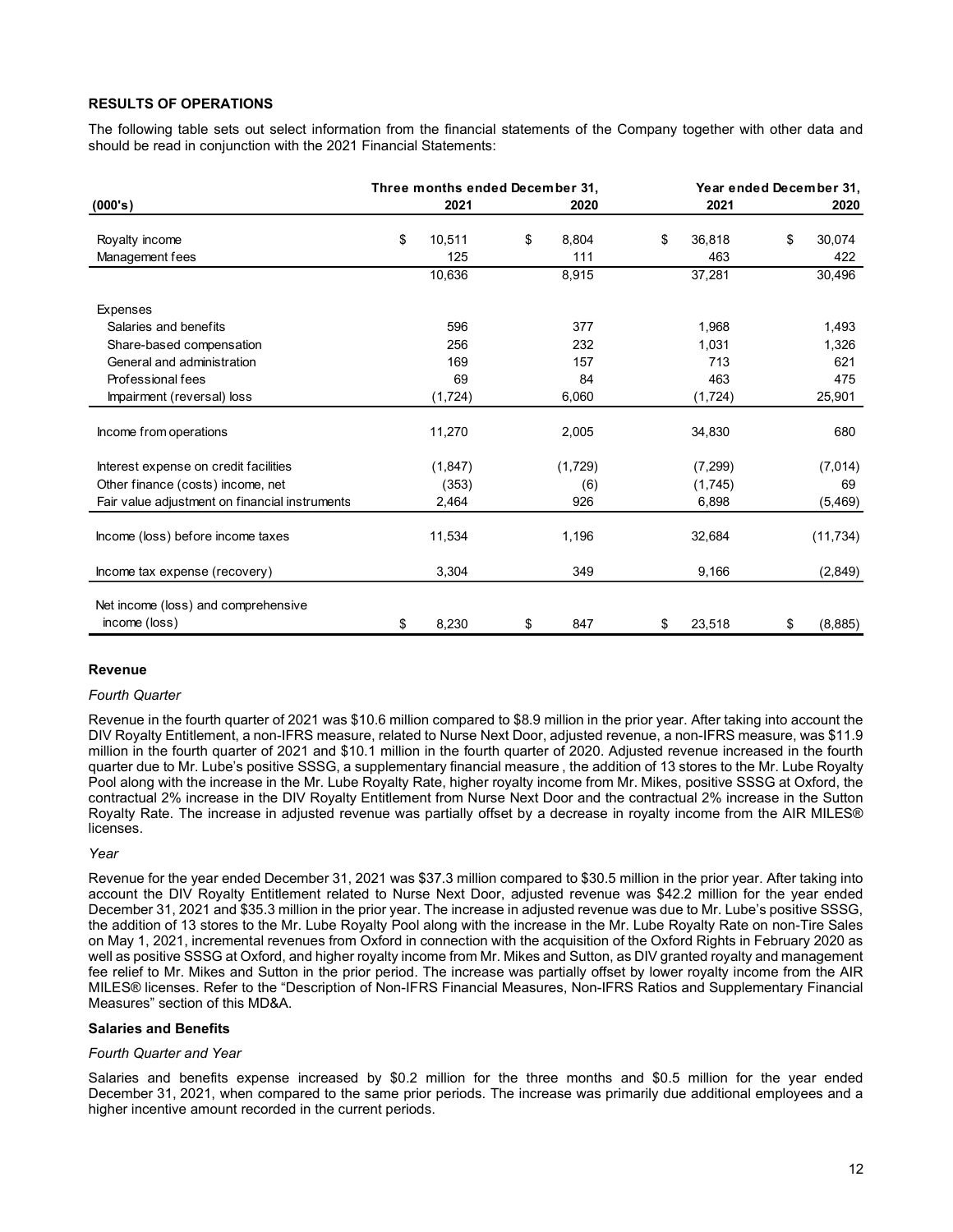### RESULTS OF OPERATIONS

The following table sets out select information from the financial statements of the Company together with other data and should be read in conjunction with the 2021 Financial Statements:

| (000's) | Three months ended December 31, 2021 | Three months ended December 31, 2020 | Year ended December 31, 2021 | Year ended December 31, 2020 |
|---|---|---|---|---|
| Royalty income | $ 10,511 | $ 8,804 | $ 36,818 | $ 30,074 |
| Management fees | 125 | 111 | 463 | 422 |
| | 10,636 | 8,915 | 37,281 | 30,496 |
| Expenses | | | | |
| Salaries and benefits | 596 | 377 | 1,968 | 1,493 |
| Share-based compensation | 256 | 232 | 1,031 | 1,326 |
| General and administration | 169 | 157 | 713 | 621 |
| Professional fees | 69 | 84 | 463 | 475 |
| Impairment (reversal) loss | (1,724) | 6,060 | (1,724) | 25,901 |
| Income from operations | 11,270 | 2,005 | 34,830 | 680 |
| Interest expense on credit facilities | (1,847) | (1,729) | (7,299) | (7,014) |
| Other finance (costs) income, net | (353) | (6) | (1,745) | 69 |
| Fair value adjustment on financial instruments | 2,464 | 926 | 6,898 | (5,469) |
| Income (loss) before income taxes | 11,534 | 1,196 | 32,684 | (11,734) |
| Income tax expense (recovery) | 3,304 | 349 | 9,166 | (2,849) |
| Net income (loss) and comprehensive income (loss) | $ 8,230 | $ 847 | $ 23,518 | $ (8,885) |

### Revenue

*Fourth Quarter*

Revenue in the fourth quarter of 2021 was $10.6 million compared to $8.9 million in the prior year. After taking into account the DIV Royalty Entitlement, a non-IFRS measure, related to Nurse Next Door, adjusted revenue, a non-IFRS measure, was $11.9 million in the fourth quarter of 2021 and $10.1 million in the fourth quarter of 2020. Adjusted revenue increased in the fourth quarter due to Mr. Lube's positive SSSG, a supplementary financial measure , the addition of 13 stores to the Mr. Lube Royalty Pool along with the increase in the Mr. Lube Royalty Rate, higher royalty income from Mr. Mikes, positive SSSG at Oxford, the contractual 2% increase in the DIV Royalty Entitlement from Nurse Next Door and the contractual 2% increase in the Sutton Royalty Rate. The increase in adjusted revenue was partially offset by a decrease in royalty income from the AIR MILES® licenses.

*Year*

Revenue for the year ended December 31, 2021 was $37.3 million compared to $30.5 million in the prior year. After taking into account the DIV Royalty Entitlement related to Nurse Next Door, adjusted revenue was $42.2 million for the year ended December 31, 2021 and $35.3 million in the prior year. The increase in adjusted revenue was due to Mr. Lube's positive SSSG, the addition of 13 stores to the Mr. Lube Royalty Pool along with the increase in the Mr. Lube Royalty Rate on non-Tire Sales on May 1, 2021, incremental revenues from Oxford in connection with the acquisition of the Oxford Rights in February 2020 as well as positive SSSG at Oxford, and higher royalty income from Mr. Mikes and Sutton, as DIV granted royalty and management fee relief to Mr. Mikes and Sutton in the prior period. The increase was partially offset by lower royalty income from the AIR MILES® licenses. Refer to the "Description of Non-IFRS Financial Measures, Non-IFRS Ratios and Supplementary Financial Measures" section of this MD&A.

### Salaries and Benefits

*Fourth Quarter and Year*

Salaries and benefits expense increased by $0.2 million for the three months and $0.5 million for the year ended December 31, 2021, when compared to the same prior periods. The increase was primarily due additional employees and a higher incentive amount recorded in the current periods.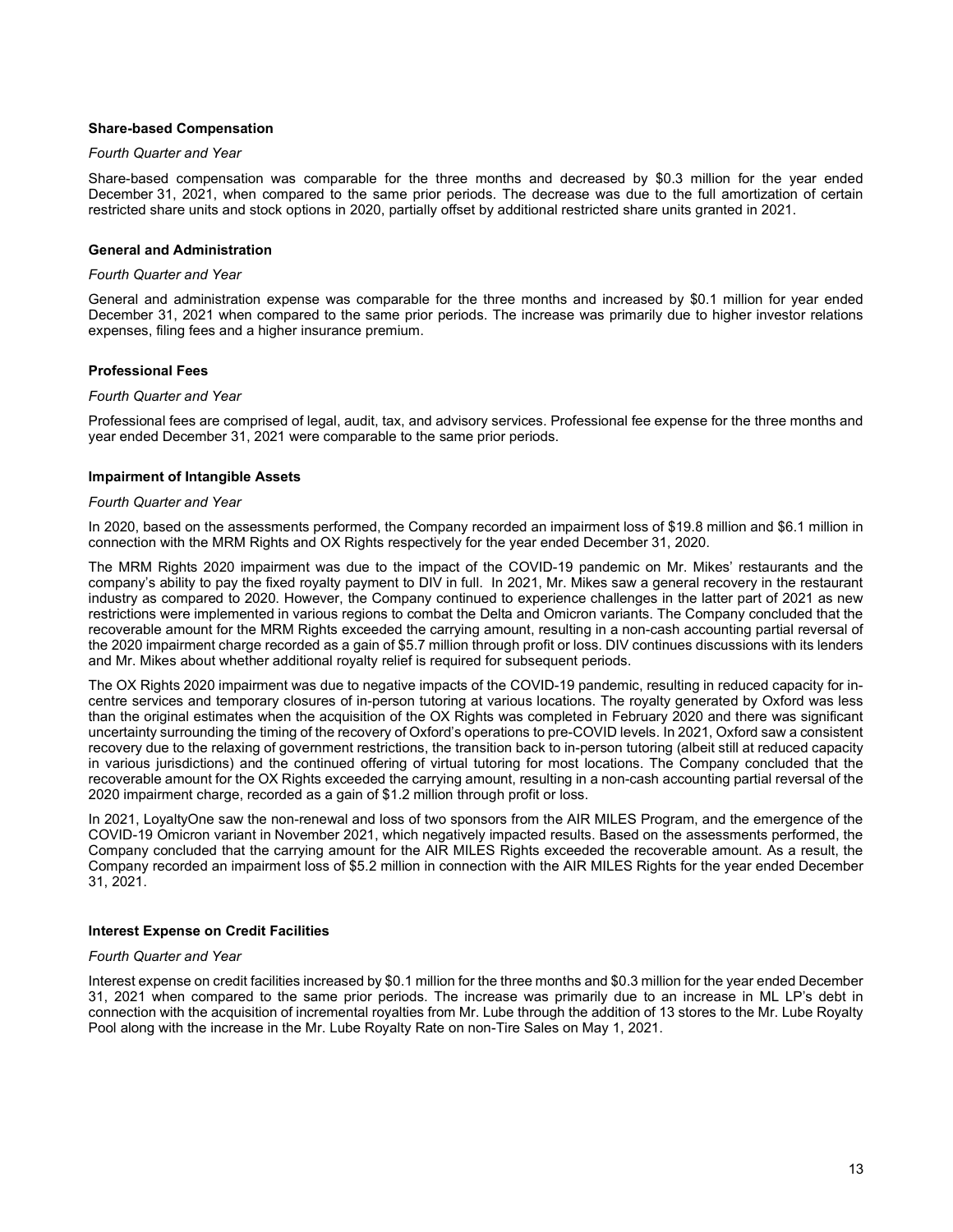### Share-based Compensation

*Fourth Quarter and Year*

Share-based compensation was comparable for the three months and decreased by $0.3 million for the year ended December 31, 2021, when compared to the same prior periods. The decrease was due to the full amortization of certain restricted share units and stock options in 2020, partially offset by additional restricted share units granted in 2021.

### General and Administration

*Fourth Quarter and Year*

General and administration expense was comparable for the three months and increased by $0.1 million for year ended December 31, 2021 when compared to the same prior periods. The increase was primarily due to higher investor relations expenses, filing fees and a higher insurance premium.

### Professional Fees

*Fourth Quarter and Year*

Professional fees are comprised of legal, audit, tax, and advisory services. Professional fee expense for the three months and year ended December 31, 2021 were comparable to the same prior periods.

### Impairment of Intangible Assets

*Fourth Quarter and Year*

In 2020, based on the assessments performed, the Company recorded an impairment loss of $19.8 million and $6.1 million in connection with the MRM Rights and OX Rights respectively for the year ended December 31, 2020.

The MRM Rights 2020 impairment was due to the impact of the COVID-19 pandemic on Mr. Mikes' restaurants and the company's ability to pay the fixed royalty payment to DIV in full. In 2021, Mr. Mikes saw a general recovery in the restaurant industry as compared to 2020. However, the Company continued to experience challenges in the latter part of 2021 as new restrictions were implemented in various regions to combat the Delta and Omicron variants. The Company concluded that the recoverable amount for the MRM Rights exceeded the carrying amount, resulting in a non-cash accounting partial reversal of the 2020 impairment charge recorded as a gain of $5.7 million through profit or loss. DIV continues discussions with its lenders and Mr. Mikes about whether additional royalty relief is required for subsequent periods.

The OX Rights 2020 impairment was due to negative impacts of the COVID-19 pandemic, resulting in reduced capacity for in-centre services and temporary closures of in-person tutoring at various locations. The royalty generated by Oxford was less than the original estimates when the acquisition of the OX Rights was completed in February 2020 and there was significant uncertainty surrounding the timing of the recovery of Oxford's operations to pre-COVID levels. In 2021, Oxford saw a consistent recovery due to the relaxing of government restrictions, the transition back to in-person tutoring (albeit still at reduced capacity in various jurisdictions) and the continued offering of virtual tutoring for most locations. The Company concluded that the recoverable amount for the OX Rights exceeded the carrying amount, resulting in a non-cash accounting partial reversal of the 2020 impairment charge, recorded as a gain of $1.2 million through profit or loss.

In 2021, LoyaltyOne saw the non-renewal and loss of two sponsors from the AIR MILES Program, and the emergence of the COVID-19 Omicron variant in November 2021, which negatively impacted results. Based on the assessments performed, the Company concluded that the carrying amount for the AIR MILES Rights exceeded the recoverable amount. As a result, the Company recorded an impairment loss of $5.2 million in connection with the AIR MILES Rights for the year ended December 31, 2021.

### Interest Expense on Credit Facilities

*Fourth Quarter and Year*

Interest expense on credit facilities increased by $0.1 million for the three months and $0.3 million for the year ended December 31, 2021 when compared to the same prior periods. The increase was primarily due to an increase in ML LP's debt in connection with the acquisition of incremental royalties from Mr. Lube through the addition of 13 stores to the Mr. Lube Royalty Pool along with the increase in the Mr. Lube Royalty Rate on non-Tire Sales on May 1, 2021.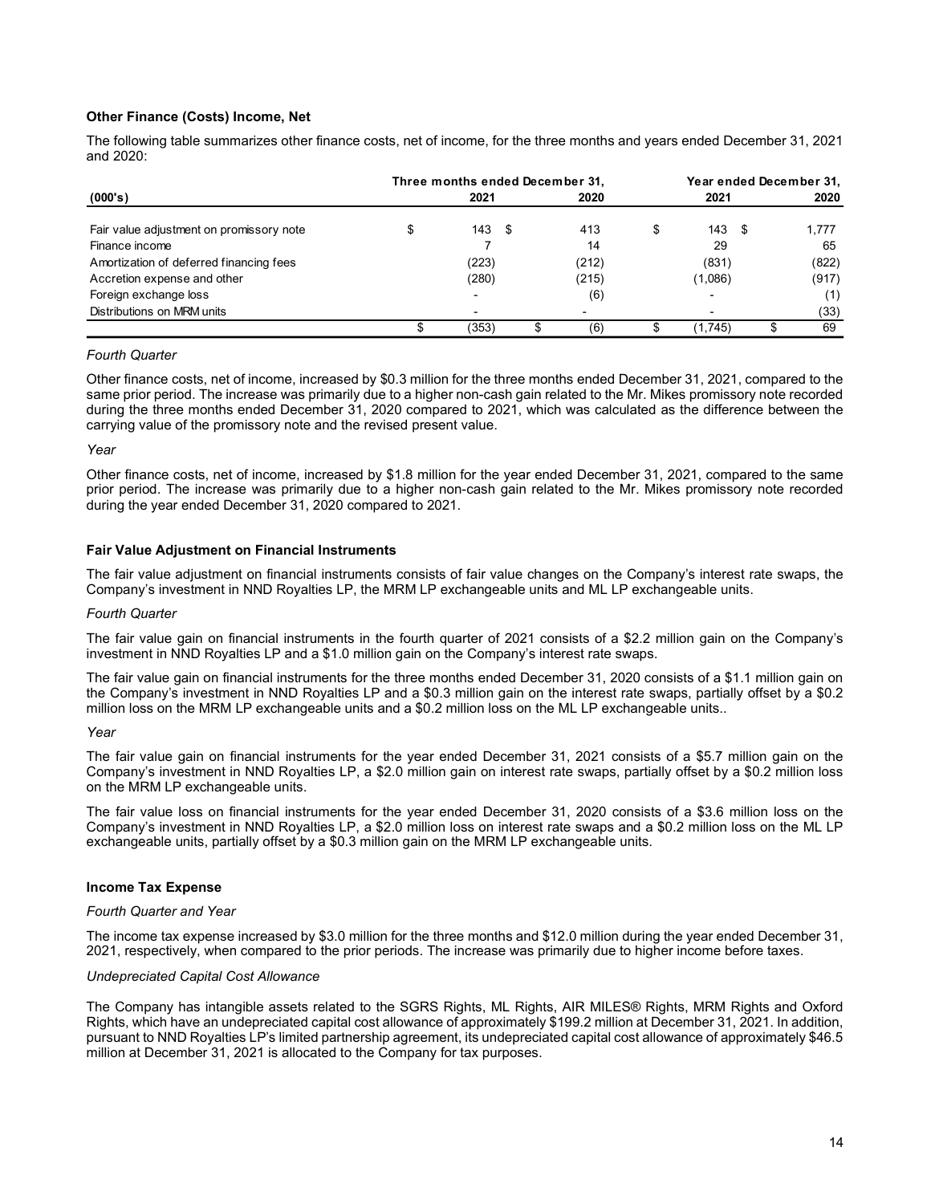### Other Finance (Costs) Income, Net

The following table summarizes other finance costs, net of income, for the three months and years ended December 31, 2021 and 2020:

| (000's) | Three months ended December 31, 2021 | Three months ended December 31, 2020 | Year ended December 31, 2021 | Year ended December 31, 2020 |
|---|---|---|---|---|
| Fair value adjustment on promissory note | $ 143 | $ 413 | $ 143 | $ 1,777 |
| Finance income | 7 | 14 | 29 | 65 |
| Amortization of deferred financing fees | (223) | (212) | (831) | (822) |
| Accretion expense and other | (280) | (215) | (1,086) | (917) |
| Foreign exchange loss | - | (6) | - | (1) |
| Distributions on MRM units | - | - | - | (33) |
| | $ (353) | $ (6) | $ (1,745) | $ 69 |

*Fourth Quarter*

Other finance costs, net of income, increased by $0.3 million for the three months ended December 31, 2021, compared to the same prior period. The increase was primarily due to a higher non-cash gain related to the Mr. Mikes promissory note recorded during the three months ended December 31, 2020 compared to 2021, which was calculated as the difference between the carrying value of the promissory note and the revised present value.

*Year*

Other finance costs, net of income, increased by $1.8 million for the year ended December 31, 2021, compared to the same prior period. The increase was primarily due to a higher non-cash gain related to the Mr. Mikes promissory note recorded during the year ended December 31, 2020 compared to 2021.

### Fair Value Adjustment on Financial Instruments

The fair value adjustment on financial instruments consists of fair value changes on the Company's interest rate swaps, the Company's investment in NND Royalties LP, the MRM LP exchangeable units and ML LP exchangeable units.

*Fourth Quarter*

The fair value gain on financial instruments in the fourth quarter of 2021 consists of a $2.2 million gain on the Company's investment in NND Royalties LP and a $1.0 million gain on the Company's interest rate swaps.

The fair value gain on financial instruments for the three months ended December 31, 2020 consists of a $1.1 million gain on the Company's investment in NND Royalties LP and a $0.3 million gain on the interest rate swaps, partially offset by a $0.2 million loss on the MRM LP exchangeable units and a $0.2 million loss on the ML LP exchangeable units..

*Year*

The fair value gain on financial instruments for the year ended December 31, 2021 consists of a $5.7 million gain on the Company's investment in NND Royalties LP, a $2.0 million gain on interest rate swaps, partially offset by a $0.2 million loss on the MRM LP exchangeable units.

The fair value loss on financial instruments for the year ended December 31, 2020 consists of a $3.6 million loss on the Company's investment in NND Royalties LP, a $2.0 million loss on interest rate swaps and a $0.2 million loss on the ML LP exchangeable units, partially offset by a $0.3 million gain on the MRM LP exchangeable units.

### Income Tax Expense

*Fourth Quarter and Year*

The income tax expense increased by $3.0 million for the three months and $12.0 million during the year ended December 31, 2021, respectively, when compared to the prior periods. The increase was primarily due to higher income before taxes.

*Undepreciated Capital Cost Allowance*

The Company has intangible assets related to the SGRS Rights, ML Rights, AIR MILES® Rights, MRM Rights and Oxford Rights, which have an undepreciated capital cost allowance of approximately $199.2 million at December 31, 2021. In addition, pursuant to NND Royalties LP's limited partnership agreement, its undepreciated capital cost allowance of approximately $46.5 million at December 31, 2021 is allocated to the Company for tax purposes.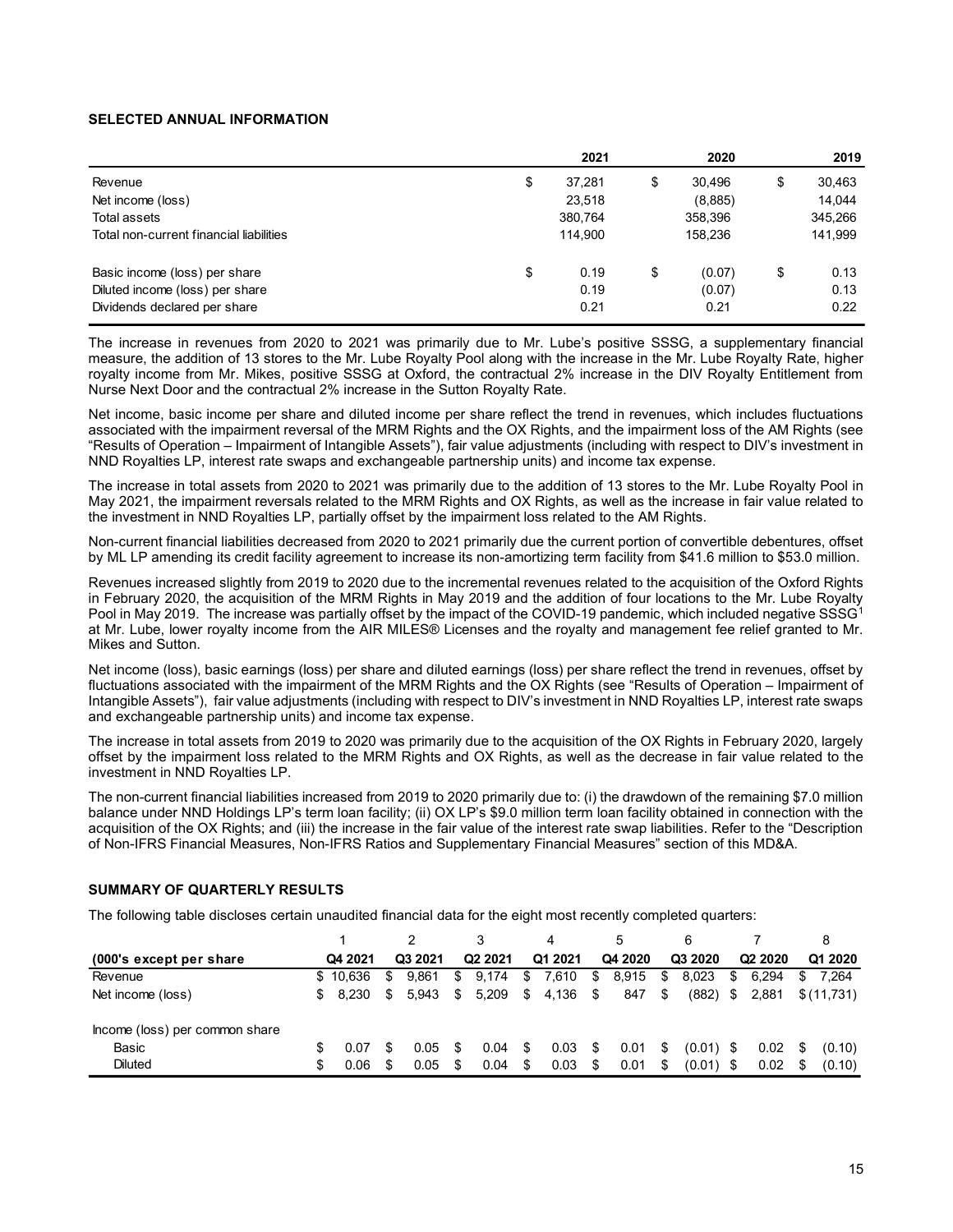## SELECTED ANNUAL INFORMATION

| | 2021 | 2020 | 2019 |
|---|---|---|---|
| Revenue | $ 37,281 | $ 30,496 | $ 30,463 |
| Net income (loss) | 23,518 | (8,885) | 14,044 |
| Total assets | 380,764 | 358,396 | 345,266 |
| Total non-current financial liabilities | 114,900 | 158,236 | 141,999 |
| | | | |
| Basic income (loss) per share | $ 0.19 | $ (0.07) | $ 0.13 |
| Diluted income (loss) per share | 0.19 | (0.07) | 0.13 |
| Dividends declared per share | 0.21 | 0.21 | 0.22 |

The increase in revenues from 2020 to 2021 was primarily due to Mr. Lube's positive SSSG, a supplementary financial measure, the addition of 13 stores to the Mr. Lube Royalty Pool along with the increase in the Mr. Lube Royalty Rate, higher royalty income from Mr. Mikes, positive SSSG at Oxford, the contractual 2% increase in the DIV Royalty Entitlement from Nurse Next Door and the contractual 2% increase in the Sutton Royalty Rate.

Net income, basic income per share and diluted income per share reflect the trend in revenues, which includes fluctuations associated with the impairment reversal of the MRM Rights and the OX Rights, and the impairment loss of the AM Rights (see "Results of Operation – Impairment of Intangible Assets"), fair value adjustments (including with respect to DIV's investment in NND Royalties LP, interest rate swaps and exchangeable partnership units) and income tax expense.

The increase in total assets from 2020 to 2021 was primarily due to the addition of 13 stores to the Mr. Lube Royalty Pool in May 2021, the impairment reversals related to the MRM Rights and OX Rights, as well as the increase in fair value related to the investment in NND Royalties LP, partially offset by the impairment loss related to the AM Rights.

Non-current financial liabilities decreased from 2020 to 2021 primarily due the current portion of convertible debentures, offset by ML LP amending its credit facility agreement to increase its non-amortizing term facility from $41.6 million to $53.0 million.

Revenues increased slightly from 2019 to 2020 due to the incremental revenues related to the acquisition of the Oxford Rights in February 2020, the acquisition of the MRM Rights in May 2019 and the addition of four locations to the Mr. Lube Royalty Pool in May 2019. The increase was partially offset by the impact of the COVID-19 pandemic, which included negative SSSG[1] at Mr. Lube, lower royalty income from the AIR MILES® Licenses and the royalty and management fee relief granted to Mr. Mikes and Sutton.

Net income (loss), basic earnings (loss) per share and diluted earnings (loss) per share reflect the trend in revenues, offset by fluctuations associated with the impairment of the MRM Rights and the OX Rights (see "Results of Operation – Impairment of Intangible Assets"), fair value adjustments (including with respect to DIV's investment in NND Royalties LP, interest rate swaps and exchangeable partnership units) and income tax expense.

The increase in total assets from 2019 to 2020 was primarily due to the acquisition of the OX Rights in February 2020, largely offset by the impairment loss related to the MRM Rights and OX Rights, as well as the decrease in fair value related to the investment in NND Royalties LP.

The non-current financial liabilities increased from 2019 to 2020 primarily due to: (i) the drawdown of the remaining $7.0 million balance under NND Holdings LP's term loan facility; (ii) OX LP's $9.0 million term loan facility obtained in connection with the acquisition of the OX Rights; and (iii) the increase in the fair value of the interest rate swap liabilities. Refer to the "Description of Non-IFRS Financial Measures, Non-IFRS Ratios and Supplementary Financial Measures" section of this MD&A.

## SUMMARY OF QUARTERLY RESULTS

The following table discloses certain unaudited financial data for the eight most recently completed quarters:

| | 1 | 2 | 3 | 4 | 5 | 6 | 7 | 8 |
|---|---|---|---|---|---|---|---|---|
| **(000's except per share** | **Q4 2021** | **Q3 2021** | **Q2 2021** | **Q1 2021** | **Q4 2020** | **Q3 2020** | **Q2 2020** | **Q1 2020** |
| Revenue | $ 10,636 | $ 9,861 | $ 9,174 | $ 7,610 | $ 8,915 | $ 8,023 | $ 6,294 | $ 7,264 |
| Net income (loss) | $ 8,230 | $ 5,943 | $ 5,209 | $ 4,136 | $ 847 | $ (882) | $ 2,881 | $ (11,731) |
| | | | | | | | | |
| Income (loss) per common share | | | | | | | | |
| Basic | $ 0.07 | $ 0.05 | $ 0.04 | $ 0.03 | $ 0.01 | $ (0.01) | $ 0.02 | $ (0.10) |
| Diluted | $ 0.06 | $ 0.05 | $ 0.04 | $ 0.03 | $ 0.01 | $ (0.01) | $ 0.02 | $ (0.10) |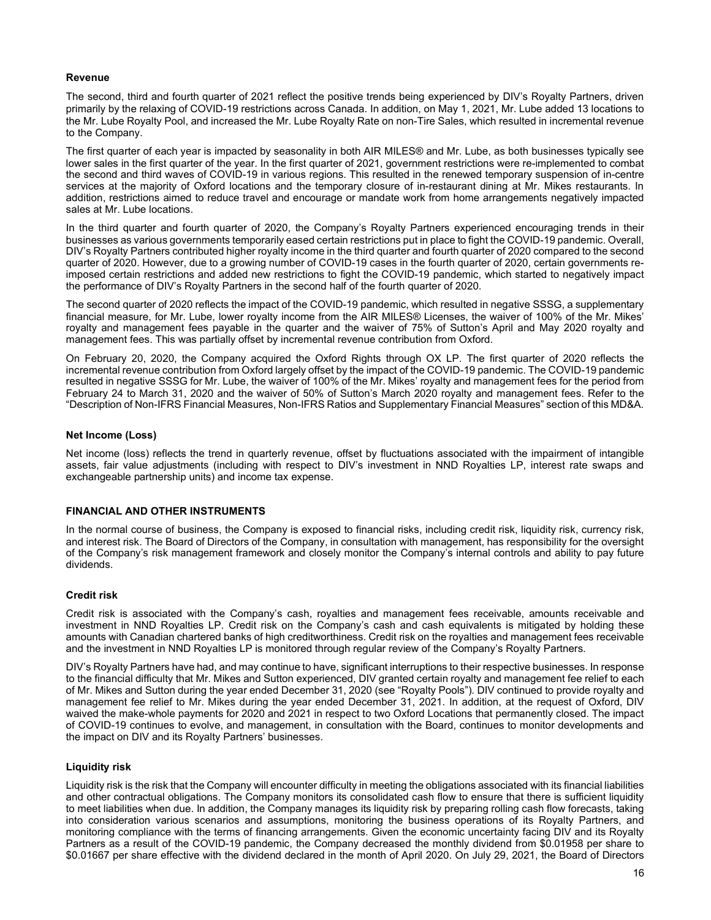### Revenue

The second, third and fourth quarter of 2021 reflect the positive trends being experienced by DIV's Royalty Partners, driven primarily by the relaxing of COVID-19 restrictions across Canada. In addition, on May 1, 2021, Mr. Lube added 13 locations to the Mr. Lube Royalty Pool, and increased the Mr. Lube Royalty Rate on non-Tire Sales, which resulted in incremental revenue to the Company.

The first quarter of each year is impacted by seasonality in both AIR MILES® and Mr. Lube, as both businesses typically see lower sales in the first quarter of the year. In the first quarter of 2021, government restrictions were re-implemented to combat the second and third waves of COVID-19 in various regions. This resulted in the renewed temporary suspension of in-centre services at the majority of Oxford locations and the temporary closure of in-restaurant dining at Mr. Mikes restaurants. In addition, restrictions aimed to reduce travel and encourage or mandate work from home arrangements negatively impacted sales at Mr. Lube locations.

In the third quarter and fourth quarter of 2020, the Company's Royalty Partners experienced encouraging trends in their businesses as various governments temporarily eased certain restrictions put in place to fight the COVID-19 pandemic. Overall, DIV's Royalty Partners contributed higher royalty income in the third quarter and fourth quarter of 2020 compared to the second quarter of 2020. However, due to a growing number of COVID-19 cases in the fourth quarter of 2020, certain governments re-imposed certain restrictions and added new restrictions to fight the COVID-19 pandemic, which started to negatively impact the performance of DIV's Royalty Partners in the second half of the fourth quarter of 2020.

The second quarter of 2020 reflects the impact of the COVID-19 pandemic, which resulted in negative SSSG, a supplementary financial measure, for Mr. Lube, lower royalty income from the AIR MILES® Licenses, the waiver of 100% of the Mr. Mikes' royalty and management fees payable in the quarter and the waiver of 75% of Sutton's April and May 2020 royalty and management fees. This was partially offset by incremental revenue contribution from Oxford.

On February 20, 2020, the Company acquired the Oxford Rights through OX LP. The first quarter of 2020 reflects the incremental revenue contribution from Oxford largely offset by the impact of the COVID-19 pandemic. The COVID-19 pandemic resulted in negative SSSG for Mr. Lube, the waiver of 100% of the Mr. Mikes' royalty and management fees for the period from February 24 to March 31, 2020 and the waiver of 50% of Sutton's March 2020 royalty and management fees. Refer to the "Description of Non-IFRS Financial Measures, Non-IFRS Ratios and Supplementary Financial Measures" section of this MD&A.

### Net Income (Loss)

Net income (loss) reflects the trend in quarterly revenue, offset by fluctuations associated with the impairment of intangible assets, fair value adjustments (including with respect to DIV's investment in NND Royalties LP, interest rate swaps and exchangeable partnership units) and income tax expense.

## FINANCIAL AND OTHER INSTRUMENTS

In the normal course of business, the Company is exposed to financial risks, including credit risk, liquidity risk, currency risk, and interest risk. The Board of Directors of the Company, in consultation with management, has responsibility for the oversight of the Company's risk management framework and closely monitor the Company's internal controls and ability to pay future dividends.

### Credit risk

Credit risk is associated with the Company's cash, royalties and management fees receivable, amounts receivable and investment in NND Royalties LP. Credit risk on the Company's cash and cash equivalents is mitigated by holding these amounts with Canadian chartered banks of high creditworthiness. Credit risk on the royalties and management fees receivable and the investment in NND Royalties LP is monitored through regular review of the Company's Royalty Partners.

DIV's Royalty Partners have had, and may continue to have, significant interruptions to their respective businesses. In response to the financial difficulty that Mr. Mikes and Sutton experienced, DIV granted certain royalty and management fee relief to each of Mr. Mikes and Sutton during the year ended December 31, 2020 (see "Royalty Pools"). DIV continued to provide royalty and management fee relief to Mr. Mikes during the year ended December 31, 2021. In addition, at the request of Oxford, DIV waived the make-whole payments for 2020 and 2021 in respect to two Oxford Locations that permanently closed. The impact of COVID-19 continues to evolve, and management, in consultation with the Board, continues to monitor developments and the impact on DIV and its Royalty Partners' businesses.

### Liquidity risk

Liquidity risk is the risk that the Company will encounter difficulty in meeting the obligations associated with its financial liabilities and other contractual obligations. The Company monitors its consolidated cash flow to ensure that there is sufficient liquidity to meet liabilities when due. In addition, the Company manages its liquidity risk by preparing rolling cash flow forecasts, taking into consideration various scenarios and assumptions, monitoring the business operations of its Royalty Partners, and monitoring compliance with the terms of financing arrangements. Given the economic uncertainty facing DIV and its Royalty Partners as a result of the COVID-19 pandemic, the Company decreased the monthly dividend from $0.01958 per share to $0.01667 per share effective with the dividend declared in the month of April 2020. On July 29, 2021, the Board of Directors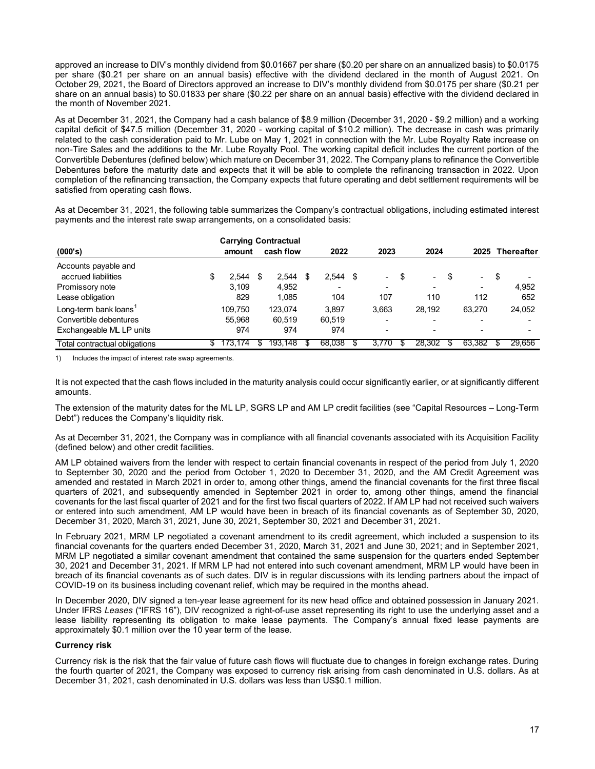approved an increase to DIV's monthly dividend from $0.01667 per share ($0.20 per share on an annualized basis) to $0.0175 per share ($0.21 per share on an annual basis) effective with the dividend declared in the month of August 2021. On October 29, 2021, the Board of Directors approved an increase to DIV's monthly dividend from $0.0175 per share ($0.21 per share on an annual basis) to $0.01833 per share ($0.22 per share on an annual basis) effective with the dividend declared in the month of November 2021.

As at December 31, 2021, the Company had a cash balance of $8.9 million (December 31, 2020 - $9.2 million) and a working capital deficit of $47.5 million (December 31, 2020 - working capital of $10.2 million). The decrease in cash was primarily related to the cash consideration paid to Mr. Lube on May 1, 2021 in connection with the Mr. Lube Royalty Rate increase on non-Tire Sales and the additions to the Mr. Lube Royalty Pool. The working capital deficit includes the current portion of the Convertible Debentures (defined below) which mature on December 31, 2022. The Company plans to refinance the Convertible Debentures before the maturity date and expects that it will be able to complete the refinancing transaction in 2022. Upon completion of the refinancing transaction, the Company expects that future operating and debt settlement requirements will be satisfied from operating cash flows.

As at December 31, 2021, the following table summarizes the Company's contractual obligations, including estimated interest payments and the interest rate swap arrangements, on a consolidated basis:

| (000's) | Carrying amount | Contractual cash flow | 2022 | 2023 | 2024 | 2025 | Thereafter |
|---|---|---|---|---|---|---|---|
| Accounts payable and accrued liabilities | $ 2,544 | $ 2,544 | $ 2,544 | $ - | $ - | $ - | $ - |
| Promissory note | 3,109 | 4,952 | - | - | - | - | 4,952 |
| Lease obligation | 829 | 1,085 | 104 | 107 | 110 | 112 | 652 |
| Long-term bank loans[1] | 109,750 | 123,074 | 3,897 | 3,663 | 28,192 | 63,270 | 24,052 |
| Convertible debentures | 55,968 | 60,519 | 60,519 | - | - | - | - |
| Exchangeable ML LP units | 974 | 974 | 974 | - | - | - | - |
| Total contractual obligations | $ 173,174 | $ 193,148 | $ 68,038 | $ 3,770 | $ 28,302 | $ 63,382 | $ 29,656 |

1) Includes the impact of interest rate swap agreements.

It is not expected that the cash flows included in the maturity analysis could occur significantly earlier, or at significantly different amounts.

The extension of the maturity dates for the ML LP, SGRS LP and AM LP credit facilities (see "Capital Resources – Long-Term Debt") reduces the Company's liquidity risk.

As at December 31, 2021, the Company was in compliance with all financial covenants associated with its Acquisition Facility (defined below) and other credit facilities.

AM LP obtained waivers from the lender with respect to certain financial covenants in respect of the period from July 1, 2020 to September 30, 2020 and the period from October 1, 2020 to December 31, 2020, and the AM Credit Agreement was amended and restated in March 2021 in order to, among other things, amend the financial covenants for the first three fiscal quarters of 2021, and subsequently amended in September 2021 in order to, among other things, amend the financial covenants for the last fiscal quarter of 2021 and for the first two fiscal quarters of 2022. If AM LP had not received such waivers or entered into such amendment, AM LP would have been in breach of its financial covenants as of September 30, 2020, December 31, 2020, March 31, 2021, June 30, 2021, September 30, 2021 and December 31, 2021.

In February 2021, MRM LP negotiated a covenant amendment to its credit agreement, which included a suspension to its financial covenants for the quarters ended December 31, 2020, March 31, 2021 and June 30, 2021; and in September 2021, MRM LP negotiated a similar covenant amendment that contained the same suspension for the quarters ended September 30, 2021 and December 31, 2021. If MRM LP had not entered into such covenant amendment, MRM LP would have been in breach of its financial covenants as of such dates. DIV is in regular discussions with its lending partners about the impact of COVID-19 on its business including covenant relief, which may be required in the months ahead.

In December 2020, DIV signed a ten-year lease agreement for its new head office and obtained possession in January 2021. Under IFRS *Leases* ("IFRS 16"), DIV recognized a right-of-use asset representing its right to use the underlying asset and a lease liability representing its obligation to make lease payments. The Company's annual fixed lease payments are approximately $0.1 million over the 10 year term of the lease.

**Currency risk**

Currency risk is the risk that the fair value of future cash flows will fluctuate due to changes in foreign exchange rates. During the fourth quarter of 2021, the Company was exposed to currency risk arising from cash denominated in U.S. dollars. As at December 31, 2021, cash denominated in U.S. dollars was less than US$0.1 million.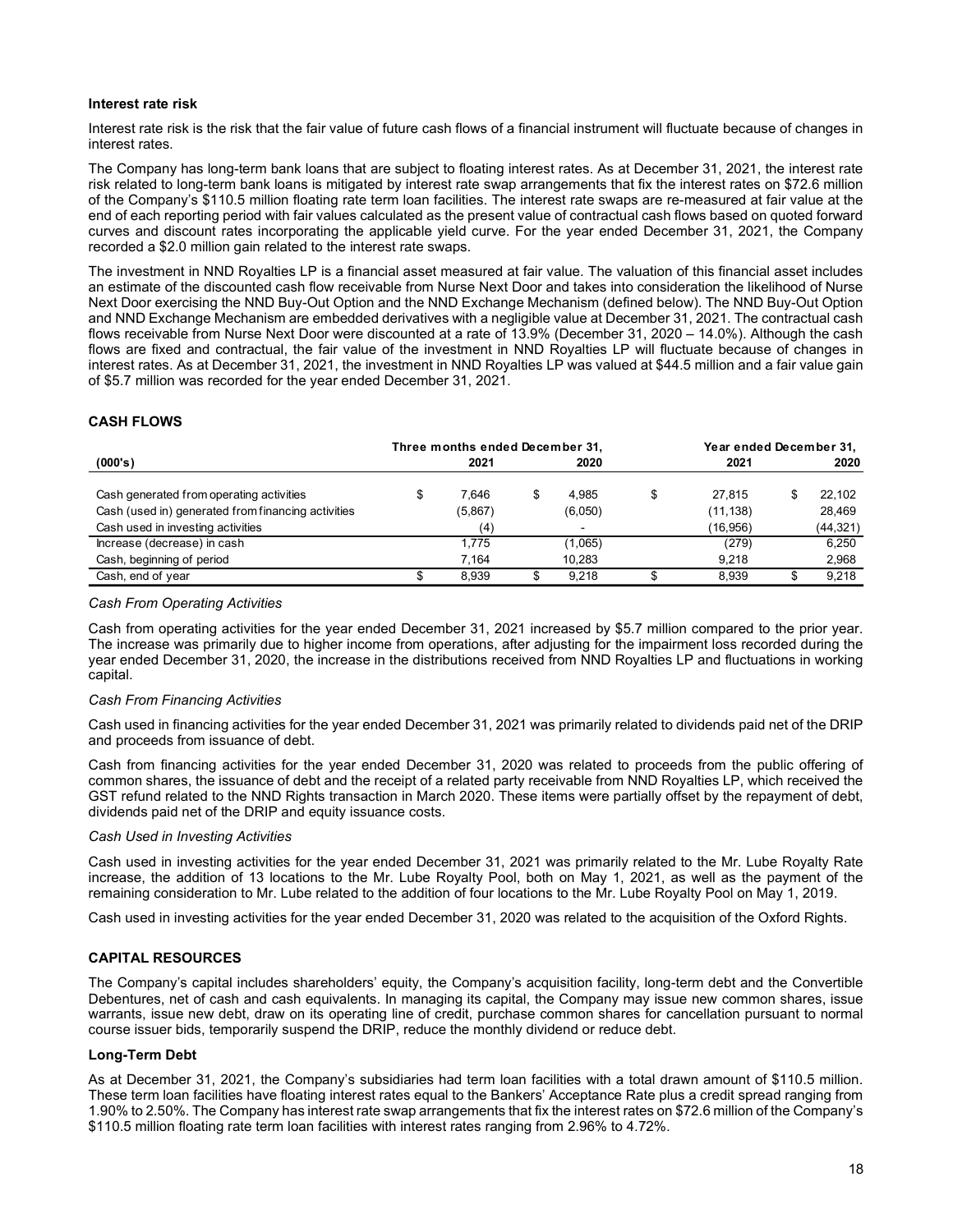#### Interest rate risk

Interest rate risk is the risk that the fair value of future cash flows of a financial instrument will fluctuate because of changes in interest rates.

The Company has long-term bank loans that are subject to floating interest rates. As at December 31, 2021, the interest rate risk related to long-term bank loans is mitigated by interest rate swap arrangements that fix the interest rates on $72.6 million of the Company's $110.5 million floating rate term loan facilities. The interest rate swaps are re-measured at fair value at the end of each reporting period with fair values calculated as the present value of contractual cash flows based on quoted forward curves and discount rates incorporating the applicable yield curve. For the year ended December 31, 2021, the Company recorded a $2.0 million gain related to the interest rate swaps.

The investment in NND Royalties LP is a financial asset measured at fair value. The valuation of this financial asset includes an estimate of the discounted cash flow receivable from Nurse Next Door and takes into consideration the likelihood of Nurse Next Door exercising the NND Buy-Out Option and the NND Exchange Mechanism (defined below). The NND Buy-Out Option and NND Exchange Mechanism are embedded derivatives with a negligible value at December 31, 2021. The contractual cash flows receivable from Nurse Next Door were discounted at a rate of 13.9% (December 31, 2020 – 14.0%). Although the cash flows are fixed and contractual, the fair value of the investment in NND Royalties LP will fluctuate because of changes in interest rates. As at December 31, 2021, the investment in NND Royalties LP was valued at $44.5 million and a fair value gain of $5.7 million was recorded for the year ended December 31, 2021.

## CASH FLOWS

| | Three months ended December 31, | | Year ended December 31, | |
|---|---|---|---|---|
| **(000's)** | **2021** | **2020** | **2021** | **2020** |
| Cash generated from operating activities | $ 7,646 | $ 4,985 | $ 27,815 | $ 22,102 |
| Cash (used in) generated from financing activities | (5,867) | (6,050) | (11,138) | 28,469 |
| Cash used in investing activities | (4) | - | (16,956) | (44,321) |
| Increase (decrease) in cash | 1,775 | (1,065) | (279) | 6,250 |
| Cash, beginning of period | 7,164 | 10,283 | 9,218 | 2,968 |
| Cash, end of year | $ 8,939 | $ 9,218 | $ 8,939 | $ 9,218 |

*Cash From Operating Activities*

Cash from operating activities for the year ended December 31, 2021 increased by $5.7 million compared to the prior year. The increase was primarily due to higher income from operations, after adjusting for the impairment loss recorded during the year ended December 31, 2020, the increase in the distributions received from NND Royalties LP and fluctuations in working capital.

*Cash From Financing Activities*

Cash used in financing activities for the year ended December 31, 2021 was primarily related to dividends paid net of the DRIP and proceeds from issuance of debt.

Cash from financing activities for the year ended December 31, 2020 was related to proceeds from the public offering of common shares, the issuance of debt and the receipt of a related party receivable from NND Royalties LP, which received the GST refund related to the NND Rights transaction in March 2020. These items were partially offset by the repayment of debt, dividends paid net of the DRIP and equity issuance costs.

*Cash Used in Investing Activities*

Cash used in investing activities for the year ended December 31, 2021 was primarily related to the Mr. Lube Royalty Rate increase, the addition of 13 locations to the Mr. Lube Royalty Pool, both on May 1, 2021, as well as the payment of the remaining consideration to Mr. Lube related to the addition of four locations to the Mr. Lube Royalty Pool on May 1, 2019.

Cash used in investing activities for the year ended December 31, 2020 was related to the acquisition of the Oxford Rights.

## CAPITAL RESOURCES

The Company's capital includes shareholders' equity, the Company's acquisition facility, long-term debt and the Convertible Debentures, net of cash and cash equivalents. In managing its capital, the Company may issue new common shares, issue warrants, issue new debt, draw on its operating line of credit, purchase common shares for cancellation pursuant to normal course issuer bids, temporarily suspend the DRIP, reduce the monthly dividend or reduce debt.

#### Long-Term Debt

As at December 31, 2021, the Company's subsidiaries had term loan facilities with a total drawn amount of $110.5 million. These term loan facilities have floating interest rates equal to the Bankers' Acceptance Rate plus a credit spread ranging from 1.90% to 2.50%. The Company has interest rate swap arrangements that fix the interest rates on $72.6 million of the Company's $110.5 million floating rate term loan facilities with interest rates ranging from 2.96% to 4.72%.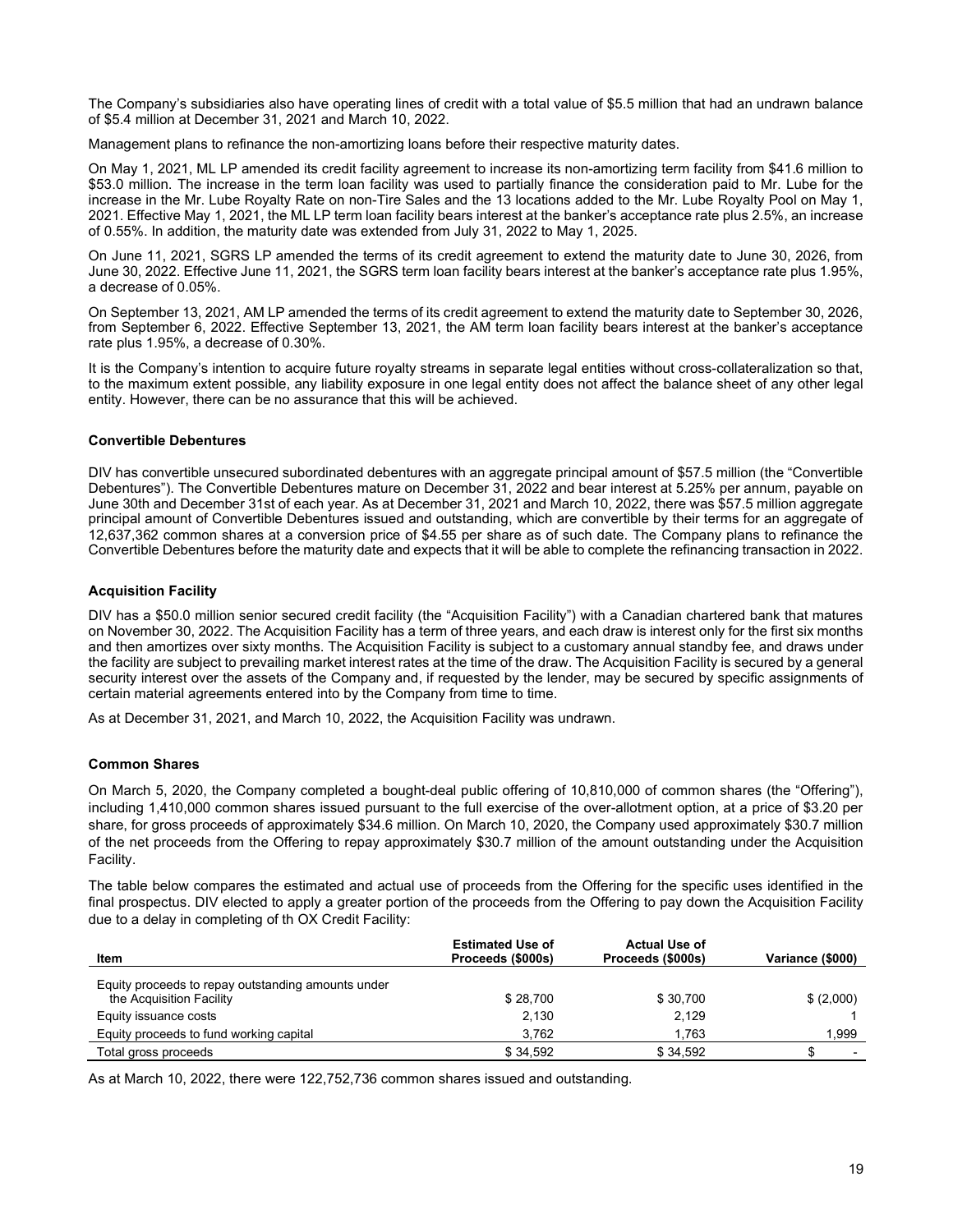The Company's subsidiaries also have operating lines of credit with a total value of $5.5 million that had an undrawn balance of $5.4 million at December 31, 2021 and March 10, 2022.

Management plans to refinance the non-amortizing loans before their respective maturity dates.

On May 1, 2021, ML LP amended its credit facility agreement to increase its non-amortizing term facility from $41.6 million to $53.0 million. The increase in the term loan facility was used to partially finance the consideration paid to Mr. Lube for the increase in the Mr. Lube Royalty Rate on non-Tire Sales and the 13 locations added to the Mr. Lube Royalty Pool on May 1, 2021. Effective May 1, 2021, the ML LP term loan facility bears interest at the banker's acceptance rate plus 2.5%, an increase of 0.55%. In addition, the maturity date was extended from July 31, 2022 to May 1, 2025.

On June 11, 2021, SGRS LP amended the terms of its credit agreement to extend the maturity date to June 30, 2026, from June 30, 2022. Effective June 11, 2021, the SGRS term loan facility bears interest at the banker's acceptance rate plus 1.95%, a decrease of 0.05%.

On September 13, 2021, AM LP amended the terms of its credit agreement to extend the maturity date to September 30, 2026, from September 6, 2022. Effective September 13, 2021, the AM term loan facility bears interest at the banker's acceptance rate plus 1.95%, a decrease of 0.30%.

It is the Company's intention to acquire future royalty streams in separate legal entities without cross-collateralization so that, to the maximum extent possible, any liability exposure in one legal entity does not affect the balance sheet of any other legal entity. However, there can be no assurance that this will be achieved.

**Convertible Debentures**

DIV has convertible unsecured subordinated debentures with an aggregate principal amount of $57.5 million (the "Convertible Debentures"). The Convertible Debentures mature on December 31, 2022 and bear interest at 5.25% per annum, payable on June 30th and December 31st of each year. As at December 31, 2021 and March 10, 2022, there was $57.5 million aggregate principal amount of Convertible Debentures issued and outstanding, which are convertible by their terms for an aggregate of 12,637,362 common shares at a conversion price of $4.55 per share as of such date. The Company plans to refinance the Convertible Debentures before the maturity date and expects that it will be able to complete the refinancing transaction in 2022.

**Acquisition Facility**

DIV has a $50.0 million senior secured credit facility (the "Acquisition Facility") with a Canadian chartered bank that matures on November 30, 2022. The Acquisition Facility has a term of three years, and each draw is interest only for the first six months and then amortizes over sixty months. The Acquisition Facility is subject to a customary annual standby fee, and draws under the facility are subject to prevailing market interest rates at the time of the draw. The Acquisition Facility is secured by a general security interest over the assets of the Company and, if requested by the lender, may be secured by specific assignments of certain material agreements entered into by the Company from time to time.

As at December 31, 2021, and March 10, 2022, the Acquisition Facility was undrawn.

**Common Shares**

On March 5, 2020, the Company completed a bought-deal public offering of 10,810,000 of common shares (the "Offering"), including 1,410,000 common shares issued pursuant to the full exercise of the over-allotment option, at a price of $3.20 per share, for gross proceeds of approximately $34.6 million. On March 10, 2020, the Company used approximately $30.7 million of the net proceeds from the Offering to repay approximately $30.7 million of the amount outstanding under the Acquisition Facility.

The table below compares the estimated and actual use of proceeds from the Offering for the specific uses identified in the final prospectus. DIV elected to apply a greater portion of the proceeds from the Offering to pay down the Acquisition Facility due to a delay in completing of th OX Credit Facility:

| Item | Estimated Use of Proceeds ($000s) | Actual Use of Proceeds ($000s) | Variance ($000) |
|---|---|---|---|
| Equity proceeds to repay outstanding amounts under the Acquisition Facility | $ 28,700 | $ 30,700 | $ (2,000) |
| Equity issuance costs | 2,130 | 2,129 | 1 |
| Equity proceeds to fund working capital | 3,762 | 1,763 | 1,999 |
| Total gross proceeds | $ 34,592 | $ 34,592 | $ - |

As at March 10, 2022, there were 122,752,736 common shares issued and outstanding.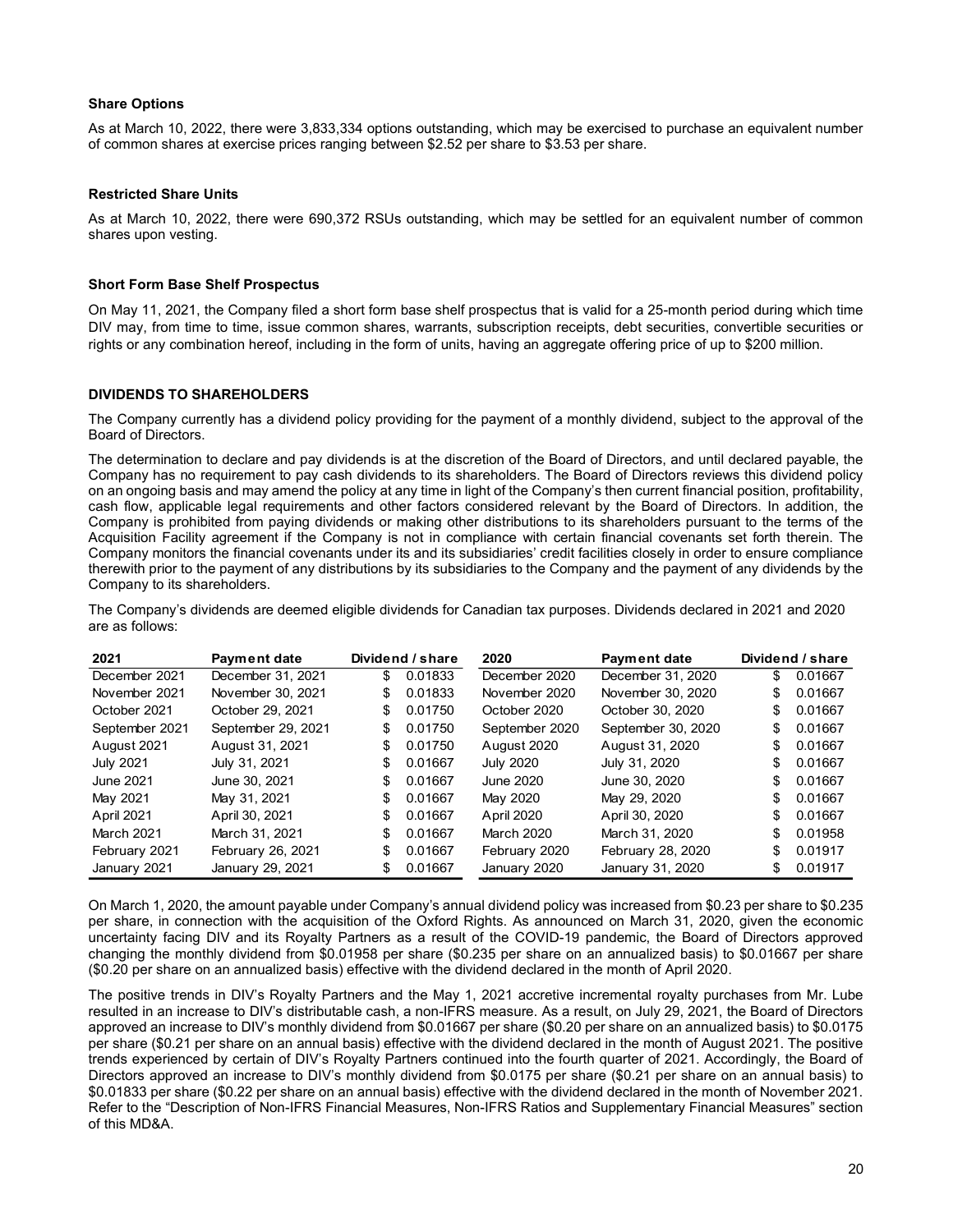### Share Options

As at March 10, 2022, there were 3,833,334 options outstanding, which may be exercised to purchase an equivalent number of common shares at exercise prices ranging between $2.52 per share to $3.53 per share.

### Restricted Share Units

As at March 10, 2022, there were 690,372 RSUs outstanding, which may be settled for an equivalent number of common shares upon vesting.

### Short Form Base Shelf Prospectus

On May 11, 2021, the Company filed a short form base shelf prospectus that is valid for a 25-month period during which time DIV may, from time to time, issue common shares, warrants, subscription receipts, debt securities, convertible securities or rights or any combination hereof, including in the form of units, having an aggregate offering price of up to $200 million.

## DIVIDENDS TO SHAREHOLDERS

The Company currently has a dividend policy providing for the payment of a monthly dividend, subject to the approval of the Board of Directors.

The determination to declare and pay dividends is at the discretion of the Board of Directors, and until declared payable, the Company has no requirement to pay cash dividends to its shareholders. The Board of Directors reviews this dividend policy on an ongoing basis and may amend the policy at any time in light of the Company's then current financial position, profitability, cash flow, applicable legal requirements and other factors considered relevant by the Board of Directors. In addition, the Company is prohibited from paying dividends or making other distributions to its shareholders pursuant to the terms of the Acquisition Facility agreement if the Company is not in compliance with certain financial covenants set forth therein. The Company monitors the financial covenants under its and its subsidiaries' credit facilities closely in order to ensure compliance therewith prior to the payment of any distributions by its subsidiaries to the Company and the payment of any dividends by the Company to its shareholders.

The Company's dividends are deemed eligible dividends for Canadian tax purposes. Dividends declared in 2021 and 2020 are as follows:

| 2021 | Payment date | Dividend / share | 2020 | Payment date | Dividend / share |
|---|---|---|---|---|---|
| December 2021 | December 31, 2021 | $ 0.01833 | December 2020 | December 31, 2020 | $ 0.01667 |
| November 2021 | November 30, 2021 | $ 0.01833 | November 2020 | November 30, 2020 | $ 0.01667 |
| October 2021 | October 29, 2021 | $ 0.01750 | October 2020 | October 30, 2020 | $ 0.01667 |
| September 2021 | September 29, 2021 | $ 0.01750 | September 2020 | September 30, 2020 | $ 0.01667 |
| August 2021 | August 31, 2021 | $ 0.01750 | August 2020 | August 31, 2020 | $ 0.01667 |
| July 2021 | July 31, 2021 | $ 0.01667 | July 2020 | July 31, 2020 | $ 0.01667 |
| June 2021 | June 30, 2021 | $ 0.01667 | June 2020 | June 30, 2020 | $ 0.01667 |
| May 2021 | May 31, 2021 | $ 0.01667 | May 2020 | May 29, 2020 | $ 0.01667 |
| April 2021 | April 30, 2021 | $ 0.01667 | April 2020 | April 30, 2020 | $ 0.01667 |
| March 2021 | March 31, 2021 | $ 0.01667 | March 2020 | March 31, 2020 | $ 0.01958 |
| February 2021 | February 26, 2021 | $ 0.01667 | February 2020 | February 28, 2020 | $ 0.01917 |
| January 2021 | January 29, 2021 | $ 0.01667 | January 2020 | January 31, 2020 | $ 0.01917 |

On March 1, 2020, the amount payable under Company's annual dividend policy was increased from $0.23 per share to $0.235 per share, in connection with the acquisition of the Oxford Rights. As announced on March 31, 2020, given the economic uncertainty facing DIV and its Royalty Partners as a result of the COVID-19 pandemic, the Board of Directors approved changing the monthly dividend from $0.01958 per share ($0.235 per share on an annualized basis) to $0.01667 per share ($0.20 per share on an annualized basis) effective with the dividend declared in the month of April 2020.

The positive trends in DIV's Royalty Partners and the May 1, 2021 accretive incremental royalty purchases from Mr. Lube resulted in an increase to DIV's distributable cash, a non-IFRS measure. As a result, on July 29, 2021, the Board of Directors approved an increase to DIV's monthly dividend from $0.01667 per share ($0.20 per share on an annualized basis) to $0.0175 per share ($0.21 per share on an annual basis) effective with the dividend declared in the month of August 2021. The positive trends experienced by certain of DIV's Royalty Partners continued into the fourth quarter of 2021. Accordingly, the Board of Directors approved an increase to DIV's monthly dividend from $0.0175 per share ($0.21 per share on an annual basis) to $0.01833 per share ($0.22 per share on an annual basis) effective with the dividend declared in the month of November 2021. Refer to the "Description of Non-IFRS Financial Measures, Non-IFRS Ratios and Supplementary Financial Measures" section of this MD&A.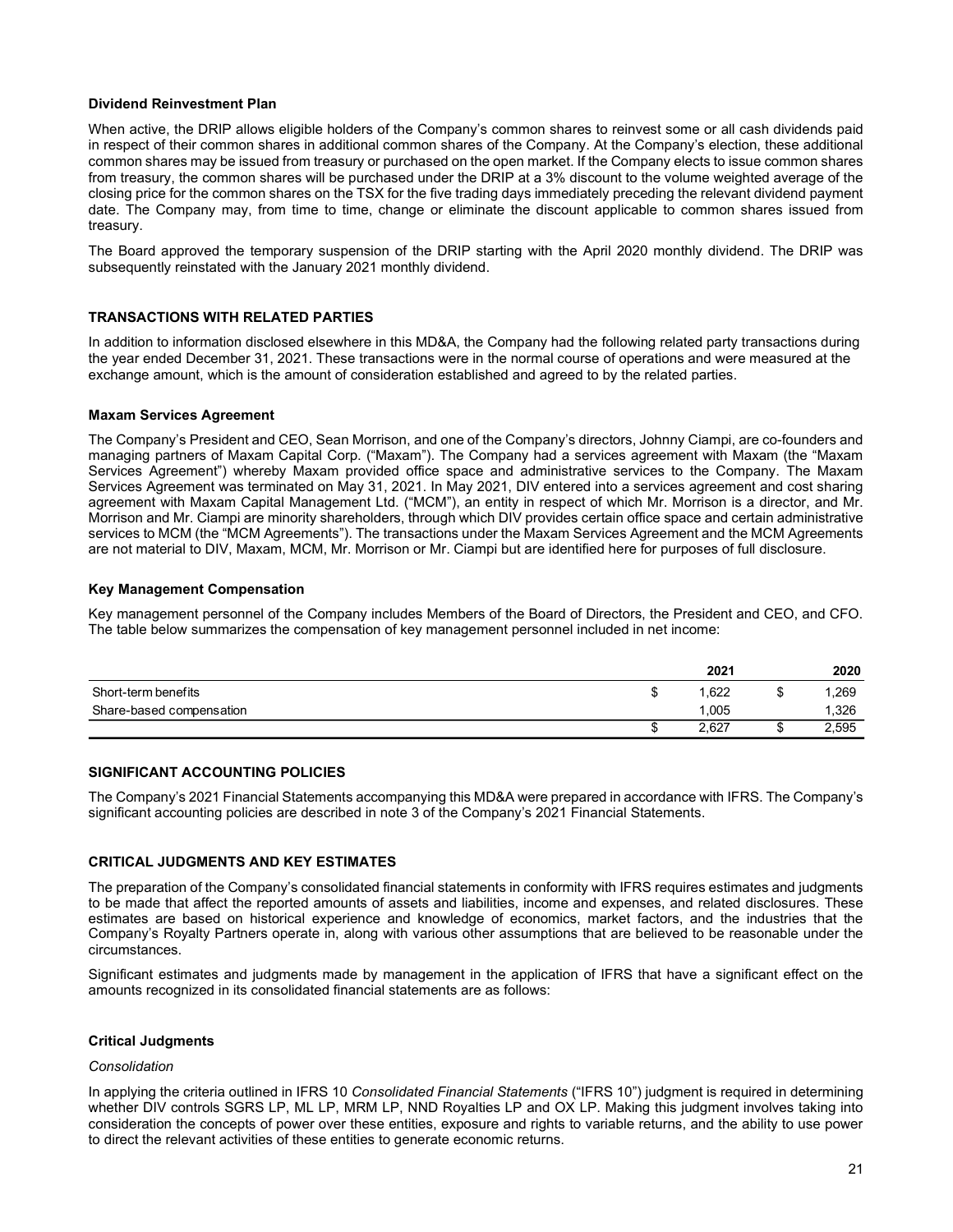### Dividend Reinvestment Plan

When active, the DRIP allows eligible holders of the Company's common shares to reinvest some or all cash dividends paid in respect of their common shares in additional common shares of the Company. At the Company's election, these additional common shares may be issued from treasury or purchased on the open market. If the Company elects to issue common shares from treasury, the common shares will be purchased under the DRIP at a 3% discount to the volume weighted average of the closing price for the common shares on the TSX for the five trading days immediately preceding the relevant dividend payment date. The Company may, from time to time, change or eliminate the discount applicable to common shares issued from treasury.

The Board approved the temporary suspension of the DRIP starting with the April 2020 monthly dividend. The DRIP was subsequently reinstated with the January 2021 monthly dividend.

## TRANSACTIONS WITH RELATED PARTIES

In addition to information disclosed elsewhere in this MD&A, the Company had the following related party transactions during the year ended December 31, 2021. These transactions were in the normal course of operations and were measured at the exchange amount, which is the amount of consideration established and agreed to by the related parties.

### Maxam Services Agreement

The Company's President and CEO, Sean Morrison, and one of the Company's directors, Johnny Ciampi, are co-founders and managing partners of Maxam Capital Corp. ("Maxam"). The Company had a services agreement with Maxam (the "Maxam Services Agreement") whereby Maxam provided office space and administrative services to the Company. The Maxam Services Agreement was terminated on May 31, 2021. In May 2021, DIV entered into a services agreement and cost sharing agreement with Maxam Capital Management Ltd. ("MCM"), an entity in respect of which Mr. Morrison is a director, and Mr. Morrison and Mr. Ciampi are minority shareholders, through which DIV provides certain office space and certain administrative services to MCM (the "MCM Agreements"). The transactions under the Maxam Services Agreement and the MCM Agreements are not material to DIV, Maxam, MCM, Mr. Morrison or Mr. Ciampi but are identified here for purposes of full disclosure.

### Key Management Compensation

Key management personnel of the Company includes Members of the Board of Directors, the President and CEO, and CFO. The table below summarizes the compensation of key management personnel included in net income:

| | 2021 | 2020 |
|---|---|---|
| Short-term benefits | $ 1,622 | $ 1,269 |
| Share-based compensation | 1,005 | 1,326 |
| | $ 2,627 | $ 2,595 |

## SIGNIFICANT ACCOUNTING POLICIES

The Company's 2021 Financial Statements accompanying this MD&A were prepared in accordance with IFRS. The Company's significant accounting policies are described in note 3 of the Company's 2021 Financial Statements.

## CRITICAL JUDGMENTS AND KEY ESTIMATES

The preparation of the Company's consolidated financial statements in conformity with IFRS requires estimates and judgments to be made that affect the reported amounts of assets and liabilities, income and expenses, and related disclosures. These estimates are based on historical experience and knowledge of economics, market factors, and the industries that the Company's Royalty Partners operate in, along with various other assumptions that are believed to be reasonable under the circumstances.

Significant estimates and judgments made by management in the application of IFRS that have a significant effect on the amounts recognized in its consolidated financial statements are as follows:

### Critical Judgments

*Consolidation*

In applying the criteria outlined in IFRS 10 *Consolidated Financial Statements* ("IFRS 10") judgment is required in determining whether DIV controls SGRS LP, ML LP, MRM LP, NND Royalties LP and OX LP. Making this judgment involves taking into consideration the concepts of power over these entities, exposure and rights to variable returns, and the ability to use power to direct the relevant activities of these entities to generate economic returns.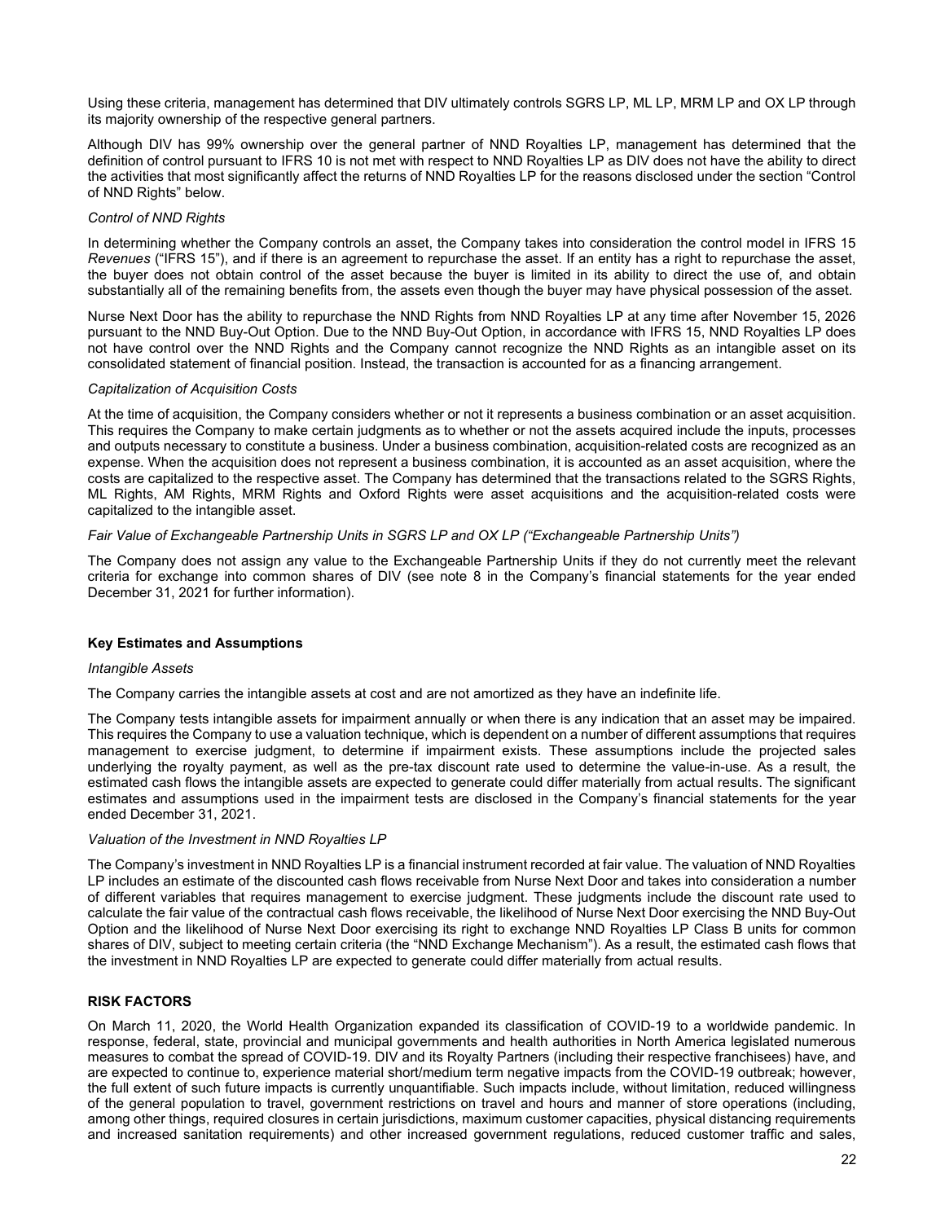Using these criteria, management has determined that DIV ultimately controls SGRS LP, ML LP, MRM LP and OX LP through its majority ownership of the respective general partners.

Although DIV has 99% ownership over the general partner of NND Royalties LP, management has determined that the definition of control pursuant to IFRS 10 is not met with respect to NND Royalties LP as DIV does not have the ability to direct the activities that most significantly affect the returns of NND Royalties LP for the reasons disclosed under the section "Control of NND Rights" below.

*Control of NND Rights*

In determining whether the Company controls an asset, the Company takes into consideration the control model in IFRS 15 *Revenues* ("IFRS 15"), and if there is an agreement to repurchase the asset. If an entity has a right to repurchase the asset, the buyer does not obtain control of the asset because the buyer is limited in its ability to direct the use of, and obtain substantially all of the remaining benefits from, the assets even though the buyer may have physical possession of the asset.

Nurse Next Door has the ability to repurchase the NND Rights from NND Royalties LP at any time after November 15, 2026 pursuant to the NND Buy-Out Option. Due to the NND Buy-Out Option, in accordance with IFRS 15, NND Royalties LP does not have control over the NND Rights and the Company cannot recognize the NND Rights as an intangible asset on its consolidated statement of financial position. Instead, the transaction is accounted for as a financing arrangement.

*Capitalization of Acquisition Costs*

At the time of acquisition, the Company considers whether or not it represents a business combination or an asset acquisition. This requires the Company to make certain judgments as to whether or not the assets acquired include the inputs, processes and outputs necessary to constitute a business. Under a business combination, acquisition-related costs are recognized as an expense. When the acquisition does not represent a business combination, it is accounted as an asset acquisition, where the costs are capitalized to the respective asset. The Company has determined that the transactions related to the SGRS Rights, ML Rights, AM Rights, MRM Rights and Oxford Rights were asset acquisitions and the acquisition-related costs were capitalized to the intangible asset.

*Fair Value of Exchangeable Partnership Units in SGRS LP and OX LP ("Exchangeable Partnership Units")*

The Company does not assign any value to the Exchangeable Partnership Units if they do not currently meet the relevant criteria for exchange into common shares of DIV (see note 8 in the Company's financial statements for the year ended December 31, 2021 for further information).

**Key Estimates and Assumptions**

*Intangible Assets*

The Company carries the intangible assets at cost and are not amortized as they have an indefinite life.

The Company tests intangible assets for impairment annually or when there is any indication that an asset may be impaired. This requires the Company to use a valuation technique, which is dependent on a number of different assumptions that requires management to exercise judgment, to determine if impairment exists. These assumptions include the projected sales underlying the royalty payment, as well as the pre-tax discount rate used to determine the value-in-use. As a result, the estimated cash flows the intangible assets are expected to generate could differ materially from actual results. The significant estimates and assumptions used in the impairment tests are disclosed in the Company's financial statements for the year ended December 31, 2021.

*Valuation of the Investment in NND Royalties LP*

The Company's investment in NND Royalties LP is a financial instrument recorded at fair value. The valuation of NND Royalties LP includes an estimate of the discounted cash flows receivable from Nurse Next Door and takes into consideration a number of different variables that requires management to exercise judgment. These judgments include the discount rate used to calculate the fair value of the contractual cash flows receivable, the likelihood of Nurse Next Door exercising the NND Buy-Out Option and the likelihood of Nurse Next Door exercising its right to exchange NND Royalties LP Class B units for common shares of DIV, subject to meeting certain criteria (the "NND Exchange Mechanism"). As a result, the estimated cash flows that the investment in NND Royalties LP are expected to generate could differ materially from actual results.

**RISK FACTORS**

On March 11, 2020, the World Health Organization expanded its classification of COVID-19 to a worldwide pandemic. In response, federal, state, provincial and municipal governments and health authorities in North America legislated numerous measures to combat the spread of COVID-19. DIV and its Royalty Partners (including their respective franchisees) have, and are expected to continue to, experience material short/medium term negative impacts from the COVID-19 outbreak; however, the full extent of such future impacts is currently unquantifiable. Such impacts include, without limitation, reduced willingness of the general population to travel, government restrictions on travel and hours and manner of store operations (including, among other things, required closures in certain jurisdictions, maximum customer capacities, physical distancing requirements and increased sanitation requirements) and other increased government regulations, reduced customer traffic and sales,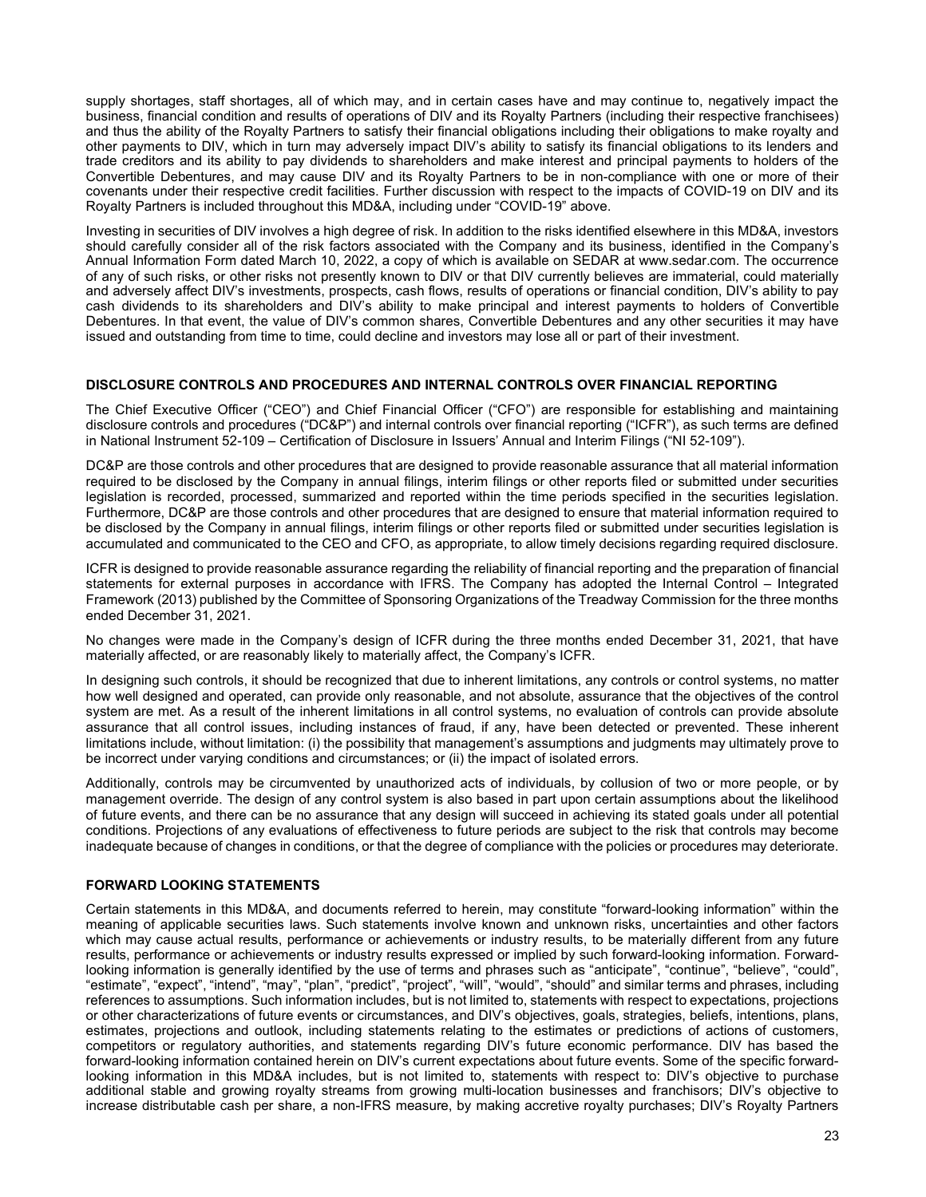supply shortages, staff shortages, all of which may, and in certain cases have and may continue to, negatively impact the business, financial condition and results of operations of DIV and its Royalty Partners (including their respective franchisees) and thus the ability of the Royalty Partners to satisfy their financial obligations including their obligations to make royalty and other payments to DIV, which in turn may adversely impact DIV's ability to satisfy its financial obligations to its lenders and trade creditors and its ability to pay dividends to shareholders and make interest and principal payments to holders of the Convertible Debentures, and may cause DIV and its Royalty Partners to be in non-compliance with one or more of their covenants under their respective credit facilities. Further discussion with respect to the impacts of COVID-19 on DIV and its Royalty Partners is included throughout this MD&A, including under "COVID-19" above.

Investing in securities of DIV involves a high degree of risk. In addition to the risks identified elsewhere in this MD&A, investors should carefully consider all of the risk factors associated with the Company and its business, identified in the Company's Annual Information Form dated March 10, 2022, a copy of which is available on SEDAR at www.sedar.com. The occurrence of any of such risks, or other risks not presently known to DIV or that DIV currently believes are immaterial, could materially and adversely affect DIV's investments, prospects, cash flows, results of operations or financial condition, DIV's ability to pay cash dividends to its shareholders and DIV's ability to make principal and interest payments to holders of Convertible Debentures. In that event, the value of DIV's common shares, Convertible Debentures and any other securities it may have issued and outstanding from time to time, could decline and investors may lose all or part of their investment.

## DISCLOSURE CONTROLS AND PROCEDURES AND INTERNAL CONTROLS OVER FINANCIAL REPORTING

The Chief Executive Officer ("CEO") and Chief Financial Officer ("CFO") are responsible for establishing and maintaining disclosure controls and procedures ("DC&P") and internal controls over financial reporting ("ICFR"), as such terms are defined in National Instrument 52-109 – Certification of Disclosure in Issuers' Annual and Interim Filings ("NI 52-109").

DC&P are those controls and other procedures that are designed to provide reasonable assurance that all material information required to be disclosed by the Company in annual filings, interim filings or other reports filed or submitted under securities legislation is recorded, processed, summarized and reported within the time periods specified in the securities legislation. Furthermore, DC&P are those controls and other procedures that are designed to ensure that material information required to be disclosed by the Company in annual filings, interim filings or other reports filed or submitted under securities legislation is accumulated and communicated to the CEO and CFO, as appropriate, to allow timely decisions regarding required disclosure.

ICFR is designed to provide reasonable assurance regarding the reliability of financial reporting and the preparation of financial statements for external purposes in accordance with IFRS. The Company has adopted the Internal Control – Integrated Framework (2013) published by the Committee of Sponsoring Organizations of the Treadway Commission for the three months ended December 31, 2021.

No changes were made in the Company's design of ICFR during the three months ended December 31, 2021, that have materially affected, or are reasonably likely to materially affect, the Company's ICFR.

In designing such controls, it should be recognized that due to inherent limitations, any controls or control systems, no matter how well designed and operated, can provide only reasonable, and not absolute, assurance that the objectives of the control system are met. As a result of the inherent limitations in all control systems, no evaluation of controls can provide absolute assurance that all control issues, including instances of fraud, if any, have been detected or prevented. These inherent limitations include, without limitation: (i) the possibility that management's assumptions and judgments may ultimately prove to be incorrect under varying conditions and circumstances; or (ii) the impact of isolated errors.

Additionally, controls may be circumvented by unauthorized acts of individuals, by collusion of two or more people, or by management override. The design of any control system is also based in part upon certain assumptions about the likelihood of future events, and there can be no assurance that any design will succeed in achieving its stated goals under all potential conditions. Projections of any evaluations of effectiveness to future periods are subject to the risk that controls may become inadequate because of changes in conditions, or that the degree of compliance with the policies or procedures may deteriorate.

## FORWARD LOOKING STATEMENTS

Certain statements in this MD&A, and documents referred to herein, may constitute "forward-looking information" within the meaning of applicable securities laws. Such statements involve known and unknown risks, uncertainties and other factors which may cause actual results, performance or achievements or industry results, to be materially different from any future results, performance or achievements or industry results expressed or implied by such forward-looking information. Forward-looking information is generally identified by the use of terms and phrases such as "anticipate", "continue", "believe", "could", "estimate", "expect", "intend", "may", "plan", "predict", "project", "will", "would", "should" and similar terms and phrases, including references to assumptions. Such information includes, but is not limited to, statements with respect to expectations, projections or other characterizations of future events or circumstances, and DIV's objectives, goals, strategies, beliefs, intentions, plans, estimates, projections and outlook, including statements relating to the estimates or predictions of actions of customers, competitors or regulatory authorities, and statements regarding DIV's future economic performance. DIV has based the forward-looking information contained herein on DIV's current expectations about future events. Some of the specific forward-looking information in this MD&A includes, but is not limited to, statements with respect to: DIV's objective to purchase additional stable and growing royalty streams from growing multi-location businesses and franchisors; DIV's objective to increase distributable cash per share, a non-IFRS measure, by making accretive royalty purchases; DIV's Royalty Partners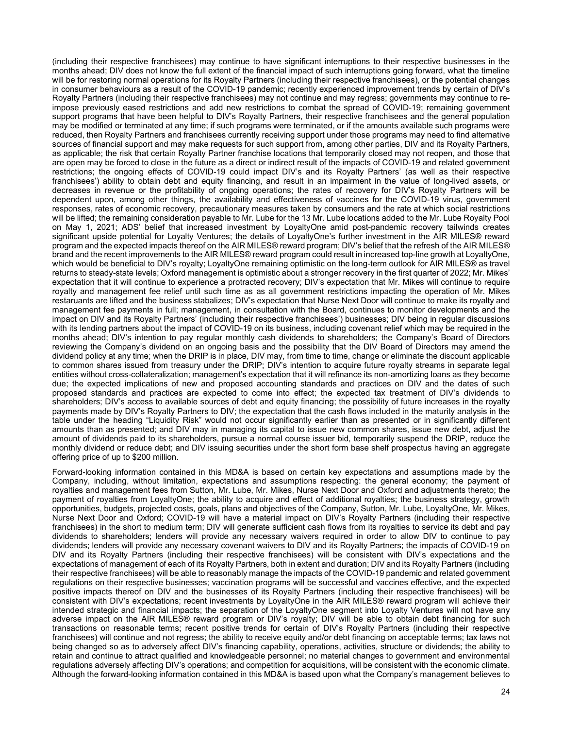(including their respective franchisees) may continue to have significant interruptions to their respective businesses in the months ahead; DIV does not know the full extent of the financial impact of such interruptions going forward, what the timeline will be for restoring normal operations for its Royalty Partners (including their respective franchisees), or the potential changes in consumer behaviours as a result of the COVID-19 pandemic; recently experienced improvement trends by certain of DIV's Royalty Partners (including their respective franchisees) may not continue and may regress; governments may continue to re-impose previously eased restrictions and add new restrictions to combat the spread of COVID-19; remaining government support programs that have been helpful to DIV's Royalty Partners, their respective franchisees and the general population may be modified or terminated at any time; if such programs were terminated, or if the amounts available such programs were reduced, then Royalty Partners and franchisees currently receiving support under those programs may need to find alternative sources of financial support and may make requests for such support from, among other parties, DIV and its Royalty Partners, as applicable; the risk that certain Royalty Partner franchise locations that temporarily closed may not reopen, and those that are open may be forced to close in the future as a direct or indirect result of the impacts of COVID-19 and related government restrictions; the ongoing effects of COVID-19 could impact DIV's and its Royalty Partners' (as well as their respective franchisees') ability to obtain debt and equity financing, and result in an impairment in the value of long-lived assets, or decreases in revenue or the profitability of ongoing operations; the rates of recovery for DIV's Royalty Partners will be dependent upon, among other things, the availability and effectiveness of vaccines for the COVID-19 virus, government responses, rates of economic recovery, precautionary measures taken by consumers and the rate at which social restrictions will be lifted; the remaining consideration payable to Mr. Lube for the 13 Mr. Lube locations added to the Mr. Lube Royalty Pool on May 1, 2021; ADS' belief that increased investment by LoyaltyOne amid post-pandemic recovery tailwinds creates significant upside potential for Loyalty Ventures; the details of LoyaltyOne's further investment in the AIR MILES® reward program and the expected impacts thereof on the AIR MILES® reward program; DIV's belief that the refresh of the AIR MILES® brand and the recent improvements to the AIR MILES® reward program could result in increased top-line growth at LoyaltyOne, which would be beneficial to DIV's royalty; LoyaltyOne remaining optimistic on the long-term outlook for AIR MILES® as travel returns to steady-state levels; Oxford management is optimistic about a stronger recovery in the first quarter of 2022; Mr. Mikes' expectation that it will continue to experience a protracted recovery; DIV's expectation that Mr. Mikes will continue to require royalty and management fee relief until such time as as all government restrictions impacting the operation of Mr. Mikes restaruants are lifted and the business stabalizes; DIV's expectation that Nurse Next Door will continue to make its royalty and management fee payments in full; management, in consultation with the Board, continues to monitor developments and the impact on DIV and its Royalty Partners' (including their respective franchisees') businesses; DIV being in regular discussions with its lending partners about the impact of COVID-19 on its business, including covenant relief which may be required in the months ahead; DIV's intention to pay regular monthly cash dividends to shareholders; the Company's Board of Directors reviewing the Company's dividend on an ongoing basis and the possibility that the DIV Board of Directors may amend the dividend policy at any time; when the DRIP is in place, DIV may, from time to time, change or eliminate the discount applicable to common shares issued from treasury under the DRIP; DIV's intention to acquire future royalty streams in separate legal entities without cross-collateralization; management's expectation that it will refinance its non-amortizing loans as they become due; the expected implications of new and proposed accounting standards and practices on DIV and the dates of such proposed standards and practices are expected to come into effect; the expected tax treatment of DIV's dividends to shareholders; DIV's access to available sources of debt and equity financing; the possibility of future increases in the royalty payments made by DIV's Royalty Partners to DIV; the expectation that the cash flows included in the maturity analysis in the table under the heading "Liquidity Risk" would not occur significantly earlier than as presented or in significantly different amounts than as presented; and DIV may in managing its capital to issue new common shares, issue new debt, adjust the amount of dividends paid to its shareholders, pursue a normal course issuer bid, temporarily suspend the DRIP, reduce the monthly dividend or reduce debt; and DIV issuing securities under the short form base shelf prospectus having an aggregate offering price of up to $200 million.

Forward-looking information contained in this MD&A is based on certain key expectations and assumptions made by the Company, including, without limitation, expectations and assumptions respecting: the general economy; the payment of royalties and management fees from Sutton, Mr. Lube, Mr. Mikes, Nurse Next Door and Oxford and adjustments thereto; the payment of royalties from LoyaltyOne; the ability to acquire and effect of additional royalties; the business strategy, growth opportunities, budgets, projected costs, goals, plans and objectives of the Company, Sutton, Mr. Lube, LoyaltyOne, Mr. Mikes, Nurse Next Door and Oxford; COVID-19 will have a material impact on DIV's Royalty Partners (including their respective franchisees) in the short to medium term; DIV will generate sufficient cash flows from its royalties to service its debt and pay dividends to shareholders; lenders will provide any necessary waivers required in order to allow DIV to continue to pay dividends; lenders will provide any necessary covenant waivers to DIV and its Royalty Partners; the impacts of COVID-19 on DIV and its Royalty Partners (including their respective franchisees) will be consistent with DIV's expectations and the expectations of management of each of its Royalty Partners, both in extent and duration; DIV and its Royalty Partners (including their respective franchisees) will be able to reasonably manage the impacts of the COVID-19 pandemic and related government regulations on their respective businesses; vaccination programs will be successful and vaccines effective, and the expected positive impacts thereof on DIV and the businesses of its Royalty Partners (including their respective franchisees) will be consistent with DIV's expectations; recent investments by LoyaltyOne in the AIR MILES® reward program will achieve their intended strategic and financial impacts; the separation of the LoyaltyOne segment into Loyalty Ventures will not have any adverse impact on the AIR MILES® reward program or DIV's royalty; DIV will be able to obtain debt financing for such transactions on reasonable terms; recent positive trends for certain of DIV's Royalty Partners (including their respective franchisees) will continue and not regress; the ability to receive equity and/or debt financing on acceptable terms; tax laws not being changed so as to adversely affect DIV's financing capability, operations, activities, structure or dividends; the ability to retain and continue to attract qualified and knowledgeable personnel; no material changes to government and environmental regulations adversely affecting DIV's operations; and competition for acquisitions, will be consistent with the economic climate. Although the forward-looking information contained in this MD&A is based upon what the Company's management believes to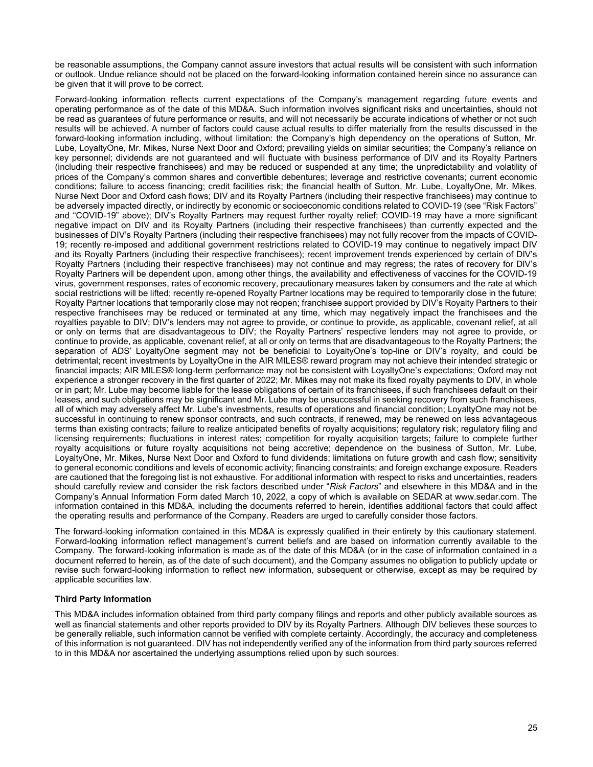be reasonable assumptions, the Company cannot assure investors that actual results will be consistent with such information or outlook. Undue reliance should not be placed on the forward-looking information contained herein since no assurance can be given that it will prove to be correct.

Forward-looking information reflects current expectations of the Company's management regarding future events and operating performance as of the date of this MD&A. Such information involves significant risks and uncertainties, should not be read as guarantees of future performance or results, and will not necessarily be accurate indications of whether or not such results will be achieved. A number of factors could cause actual results to differ materially from the results discussed in the forward-looking information including, without limitation: the Company's high dependency on the operations of Sutton, Mr. Lube, LoyaltyOne, Mr. Mikes, Nurse Next Door and Oxford; prevailing yields on similar securities; the Company's reliance on key personnel; dividends are not guaranteed and will fluctuate with business performance of DIV and its Royalty Partners (including their respective franchisees) and may be reduced or suspended at any time; the unpredictability and volatility of prices of the Company's common shares and convertible debentures; leverage and restrictive covenants; current economic conditions; failure to access financing; credit facilities risk; the financial health of Sutton, Mr. Lube, LoyaltyOne, Mr. Mikes, Nurse Next Door and Oxford cash flows; DIV and its Royalty Partners (including their respective franchisees) may continue to be adversely impacted directly, or indirectly by economic or socioeconomic conditions related to COVID-19 (see "Risk Factors" and "COVID-19" above); DIV's Royalty Partners may request further royalty relief; COVID-19 may have a more significant negative impact on DIV and its Royalty Partners (including their respective franchisees) than currently expected and the businesses of DIV's Royalty Partners (including their respective franchisees) may not fully recover from the impacts of COVID-19; recently re-imposed and additional government restrictions related to COVID-19 may continue to negatively impact DIV and its Royalty Partners (including their respective franchisees); recent improvement trends experienced by certain of DIV's Royalty Partners (including their respective franchisees) may not continue and may regress; the rates of recovery for DIV's Royalty Partners will be dependent upon, among other things, the availability and effectiveness of vaccines for the COVID-19 virus, government responses, rates of economic recovery, precautionary measures taken by consumers and the rate at which social restrictions will be lifted; recently re-opened Royalty Partner locations may be required to temporarily close in the future; Royalty Partner locations that temporarily close may not reopen; franchisee support provided by DIV's Royalty Partners to their respective franchisees may be reduced or terminated at any time, which may negatively impact the franchisees and the royalties payable to DIV; DIV's lenders may not agree to provide, or continue to provide, as applicable, covenant relief, at all or only on terms that are disadvantageous to DIV; the Royalty Partners' respective lenders may not agree to provide, or continue to provide, as applicable, covenant relief, at all or only on terms that are disadvantageous to the Royalty Partners; the separation of ADS' LoyaltyOne segment may not be beneficial to LoyaltyOne's top-line or DIV's royalty, and could be detrimental; recent investments by LoyaltyOne in the AIR MILES® reward program may not achieve their intended strategic or financial impacts; AIR MILES® long-term performance may not be consistent with LoyaltyOne's expectations; Oxford may not experience a stronger recovery in the first quarter of 2022; Mr. Mikes may not make its fixed royalty payments to DIV, in whole or in part; Mr. Lube may become liable for the lease obligations of certain of its franchisees, if such franchisees default on their leases, and such obligations may be significant and Mr. Lube may be unsuccessful in seeking recovery from such franchisees, all of which may adversely affect Mr. Lube's investments, results of operations and financial condition; LoyaltyOne may not be successful in continuing to renew sponsor contracts, and such contracts, if renewed, may be renewed on less advantageous terms than existing contracts; failure to realize anticipated benefits of royalty acquisitions; regulatory risk; regulatory filing and licensing requirements; fluctuations in interest rates; competition for royalty acquisition targets; failure to complete further royalty acquisitions or future royalty acquisitions not being accretive; dependence on the business of Sutton, Mr. Lube, LoyaltyOne, Mr. Mikes, Nurse Next Door and Oxford to fund dividends; limitations on future growth and cash flow; sensitivity to general economic conditions and levels of economic activity; financing constraints; and foreign exchange exposure. Readers are cautioned that the foregoing list is not exhaustive. For additional information with respect to risks and uncertainties, readers should carefully review and consider the risk factors described under "*Risk Factors*" and elsewhere in this MD&A and in the Company's Annual Information Form dated March 10, 2022, a copy of which is available on SEDAR at www.sedar.com. The information contained in this MD&A, including the documents referred to herein, identifies additional factors that could affect the operating results and performance of the Company. Readers are urged to carefully consider those factors.

The forward-looking information contained in this MD&A is expressly qualified in their entirety by this cautionary statement. Forward-looking information reflect management's current beliefs and are based on information currently available to the Company. The forward-looking information is made as of the date of this MD&A (or in the case of information contained in a document referred to herein, as of the date of such document), and the Company assumes no obligation to publicly update or revise such forward-looking information to reflect new information, subsequent or otherwise, except as may be required by applicable securities law.

**Third Party Information**

This MD&A includes information obtained from third party company filings and reports and other publicly available sources as well as financial statements and other reports provided to DIV by its Royalty Partners. Although DIV believes these sources to be generally reliable, such information cannot be verified with complete certainty. Accordingly, the accuracy and completeness of this information is not guaranteed. DIV has not independently verified any of the information from third party sources referred to in this MD&A nor ascertained the underlying assumptions relied upon by such sources.